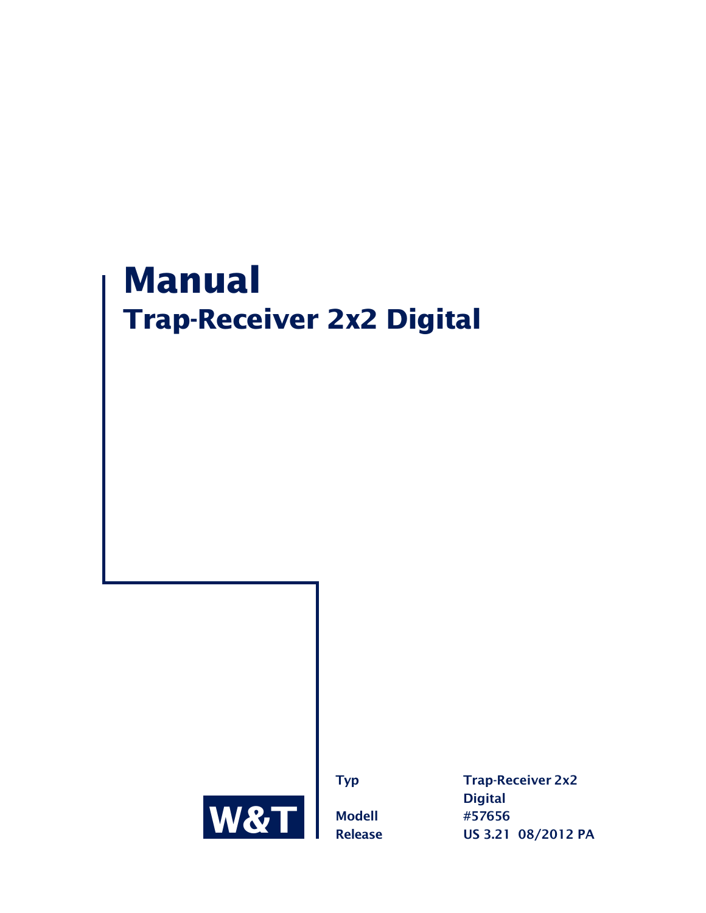# Manual

## Trap-Receiver 2x2 Digital

W&T

| | |
|---|---|
| **Typ** | **Trap-Receiver 2x2 Digital** |
| **Modell** | **#57656** |
| **Release** | **US 3.21 08/2012 PA** |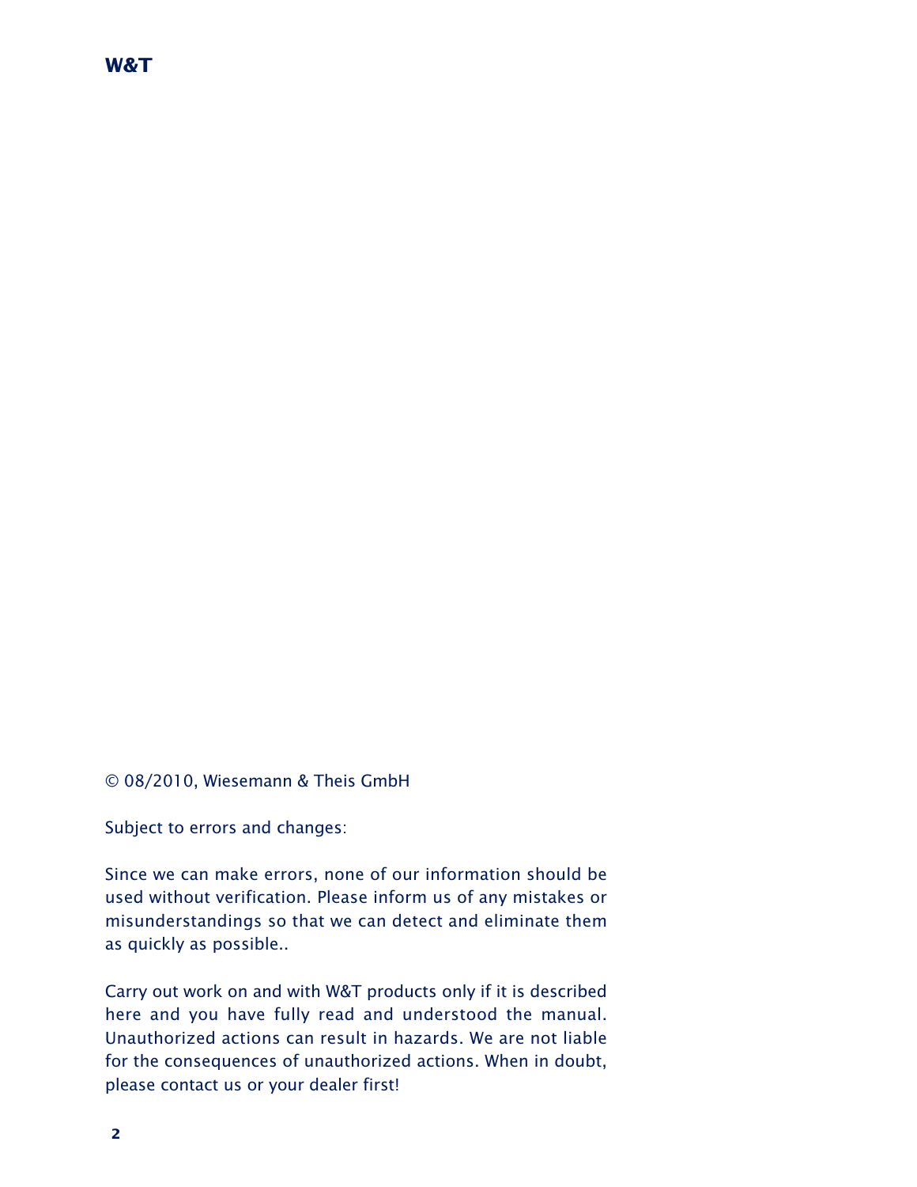© 08/2010, Wiesemann & Theis GmbH

Subject to errors and changes:

Since we can make errors, none of our information should be used without verification. Please inform us of any mistakes or misunderstandings so that we can detect and eliminate them as quickly as possible..

Carry out work on and with W&T products only if it is described here and you have fully read and understood the manual. Unauthorized actions can result in hazards. We are not liable for the consequences of unauthorized actions. When in doubt, please contact us or your dealer first!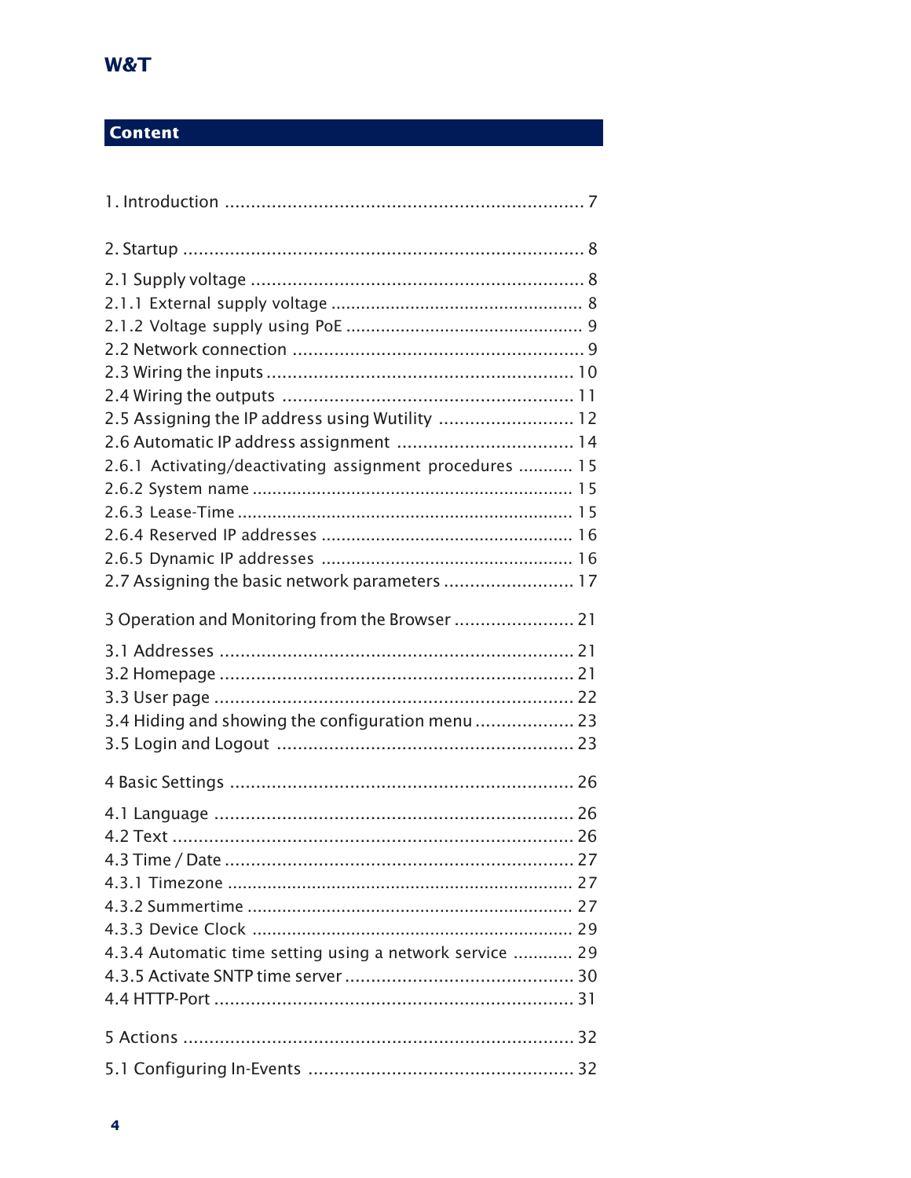## Content

1. Introduction ..................................................................... 7

2. Startup ............................................................................ 8

2.1 Supply voltage ................................................................ 8
2.1.1 External supply voltage .................................................. 8
2.1.2 Voltage supply using PoE ................................................ 9
2.2 Network connection ........................................................ 9
2.3 Wiring the inputs ........................................................... 10
2.4 Wiring the outputs ......................................................... 11
2.5 Assigning the IP address using Wutility ........................... 12
2.6 Automatic IP address assignment ................................... 14
2.6.1 Activating/deactivating assignment procedures ........... 15
2.6.2 System name ................................................................ 15
2.6.3 Lease-Time ................................................................... 15
2.6.4 Reserved IP addresses .................................................. 16
2.6.5 Dynamic IP addresses .................................................. 16
2.7 Assigning the basic network parameters ......................... 17

3 Operation and Monitoring from the Browser ....................... 21

3.1 Addresses ...................................................................... 21
3.2 Homepage ...................................................................... 21
3.3 User page ....................................................................... 22
3.4 Hiding and showing the configuration menu .................... 23
3.5 Login and Logout ........................................................... 23

4 Basic Settings .................................................................. 26

4.1 Language ........................................................................ 26
4.2 Text ................................................................................ 26
4.3 Time / Date .................................................................... 27
4.3.1 Timezone ..................................................................... 27
4.3.2 Summertime ................................................................ 27
4.3.3 Device Clock ................................................................ 29
4.3.4 Automatic time setting using a network service ............ 29
4.3.5 Activate SNTP time server ............................................ 30
4.4 HTTP-Port ....................................................................... 31

5 Actions ............................................................................ 32

5.1 Configuring In-Events ..................................................... 32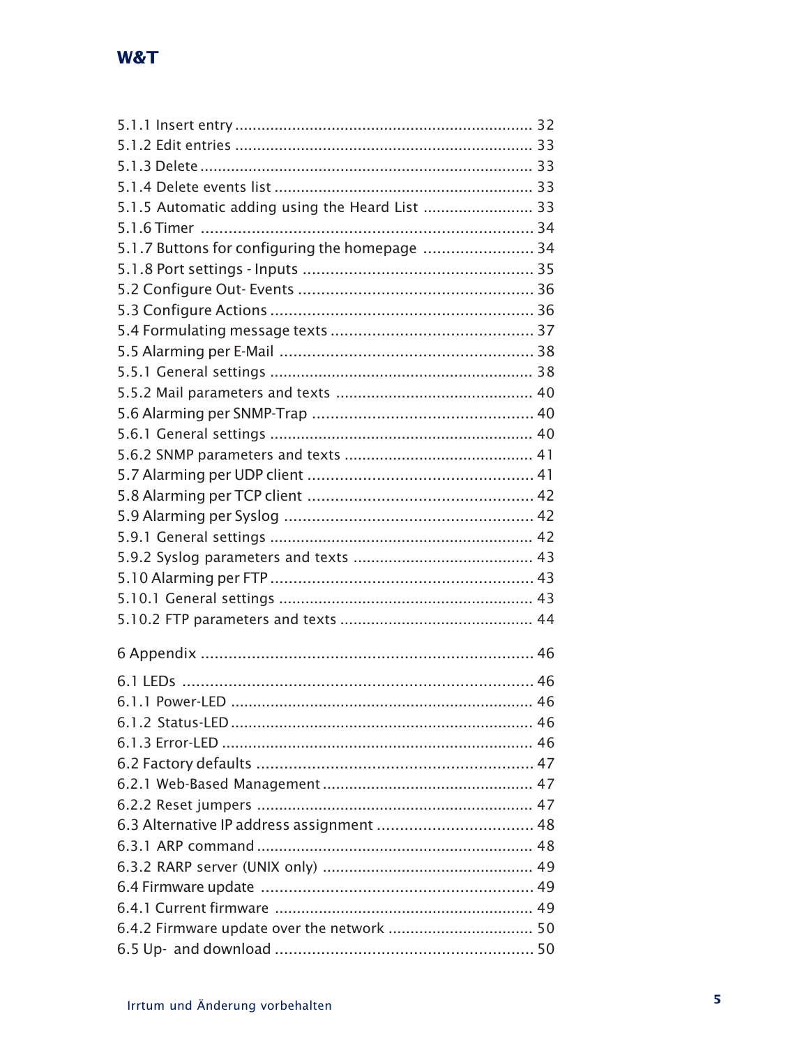5.1.1 Insert entry .................................................................... 32
5.1.2 Edit entries .................................................................... 33
5.1.3 Delete .......................................................................... 33
5.1.4 Delete events list .......................................................... 33
5.1.5 Automatic adding using the Heard List ......................... 33
5.1.6 Timer ......................................................................... 34
5.1.7 Buttons for configuring the homepage ........................ 34
5.1.8 Port settings - Inputs .................................................. 35
5.2 Configure Out- Events ................................................... 36
5.3 Configure Actions ......................................................... 36
5.4 Formulating message texts ............................................ 37
5.5 Alarming per E-Mail ....................................................... 38
5.5.1 General settings .......................................................... 38
5.5.2 Mail parameters and texts ............................................ 40
5.6 Alarming per SNMP-Trap ................................................ 40
5.6.1 General settings .......................................................... 40
5.6.2 SNMP parameters and texts .......................................... 41
5.7 Alarming per UDP client ................................................. 41
5.8 Alarming per TCP client ................................................. 42
5.9 Alarming per Syslog ...................................................... 42
5.9.1 General settings .......................................................... 42
5.9.2 Syslog parameters and texts ........................................ 43
5.10 Alarming per FTP ......................................................... 43
5.10.1 General settings ........................................................ 43
5.10.2 FTP parameters and texts ........................................... 44

6 Appendix ........................................................................ 46

6.1 LEDs ............................................................................ 46
6.1.1 Power-LED .................................................................... 46
6.1.2 Status-LED .................................................................... 46
6.1.3 Error-LED ..................................................................... 46
6.2 Factory defaults ............................................................ 47
6.2.1 Web-Based Management ............................................... 47
6.2.2 Reset jumpers ............................................................. 47
6.3 Alternative IP address assignment .................................. 48
6.3.1 ARP command .............................................................. 48
6.3.2 RARP server (UNIX only) ............................................... 49
6.4 Firmware update ........................................................... 49
6.4.1 Current firmware ......................................................... 49
6.4.2 Firmware update over the network ................................ 50
6.5 Up- and download ........................................................ 50

Irrtum und Änderung vorbehalten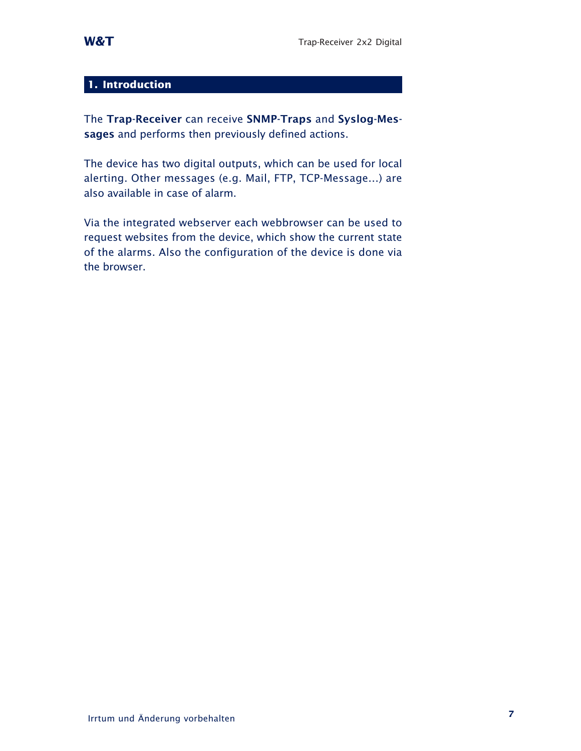# 1. Introduction

The **Trap-Receiver** can receive **SNMP-Traps** and **Syslog-Messages** and performs then previously defined actions.

The device has two digital outputs, which can be used for local alerting. Other messages (e.g. Mail, FTP, TCP-Message...) are also available in case of alarm.

Via the integrated webserver each webbrowser can be used to request websites from the device, which show the current state of the alarms. Also the configuration of the device is done via the browser.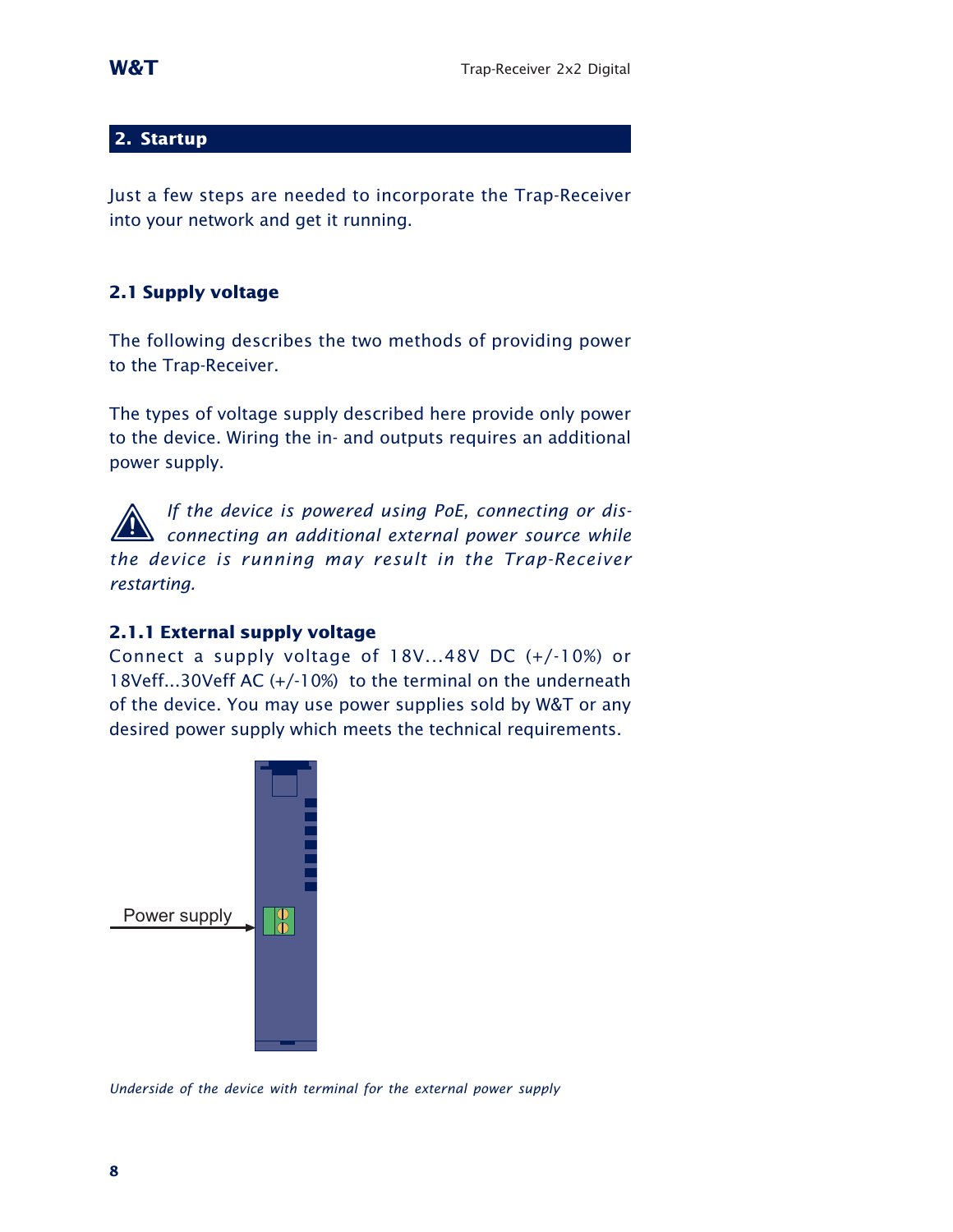## 2. Startup

Just a few steps are needed to incorporate the Trap-Receiver into your network and get it running.

### 2.1 Supply voltage

The following describes the two methods of providing power to the Trap-Receiver.

The types of voltage supply described here provide only power to the device. Wiring the in- and outputs requires an additional power supply.

*If the device is powered using PoE, connecting or disconnecting an additional external power source while the device is running may result in the Trap-Receiver restarting.*

#### 2.1.1 External supply voltage

Connect a supply voltage of 18V...48V DC (+/-10%) or 18Veff...30Veff AC (+/-10%) to the terminal on the underneath of the device. You may use power supplies sold by W&T or any desired power supply which meets the technical requirements.

Power supply

*Underside of the device with terminal for the external power supply*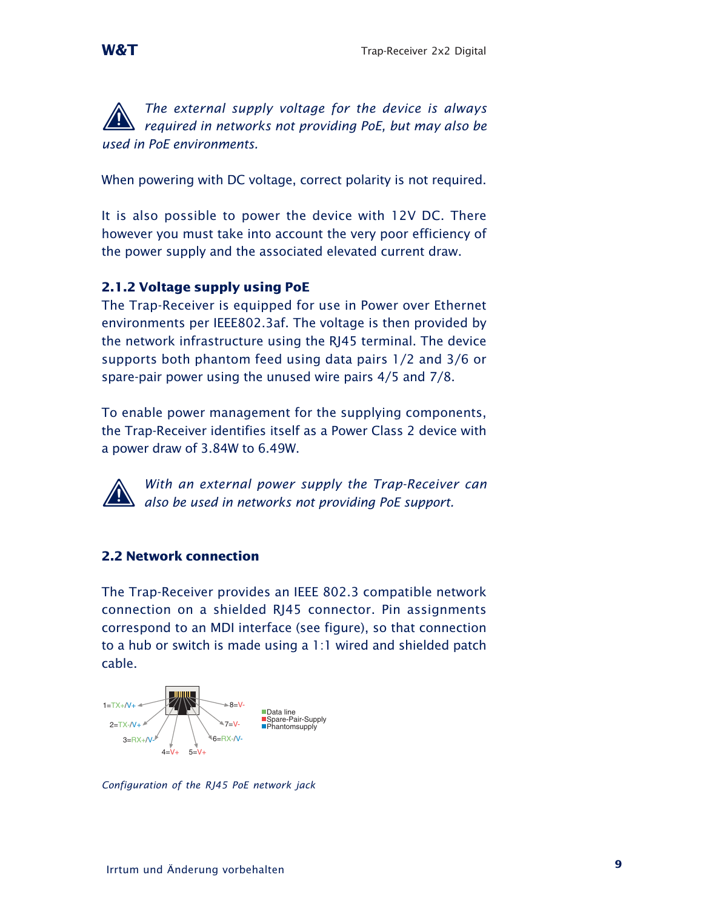*The external supply voltage for the device is always required in networks not providing PoE, but may also be used in PoE environments.*

When powering with DC voltage, correct polarity is not required.

It is also possible to power the device with 12V DC. There however you must take into account the very poor efficiency of the power supply and the associated elevated current draw.

### 2.1.2 Voltage supply using PoE

The Trap-Receiver is equipped for use in Power over Ethernet environments per IEEE802.3af. The voltage is then provided by the network infrastructure using the RJ45 terminal. The device supports both phantom feed using data pairs 1/2 and 3/6 or spare-pair power using the unused wire pairs 4/5 and 7/8.

To enable power management for the supplying components, the Trap-Receiver identifies itself as a Power Class 2 device with a power draw of 3.84W to 6.49W.

*With an external power supply the Trap-Receiver can also be used in networks not providing PoE support.*

## 2.2 Network connection

The Trap-Receiver provides an IEEE 802.3 compatible network connection on a shielded RJ45 connector. Pin assignments correspond to an MDI interface (see figure), so that connection to a hub or switch is made using a 1:1 wired and shielded patch cable.

1=TX+/V+
2=TX-/V+
3=RX+/V-
4=V+
5=V+
6=RX-/V-
7=V-
8=V-

Data line
Spare-Pair-Supply
Phantomsupply

*Configuration of the RJ45 PoE network jack*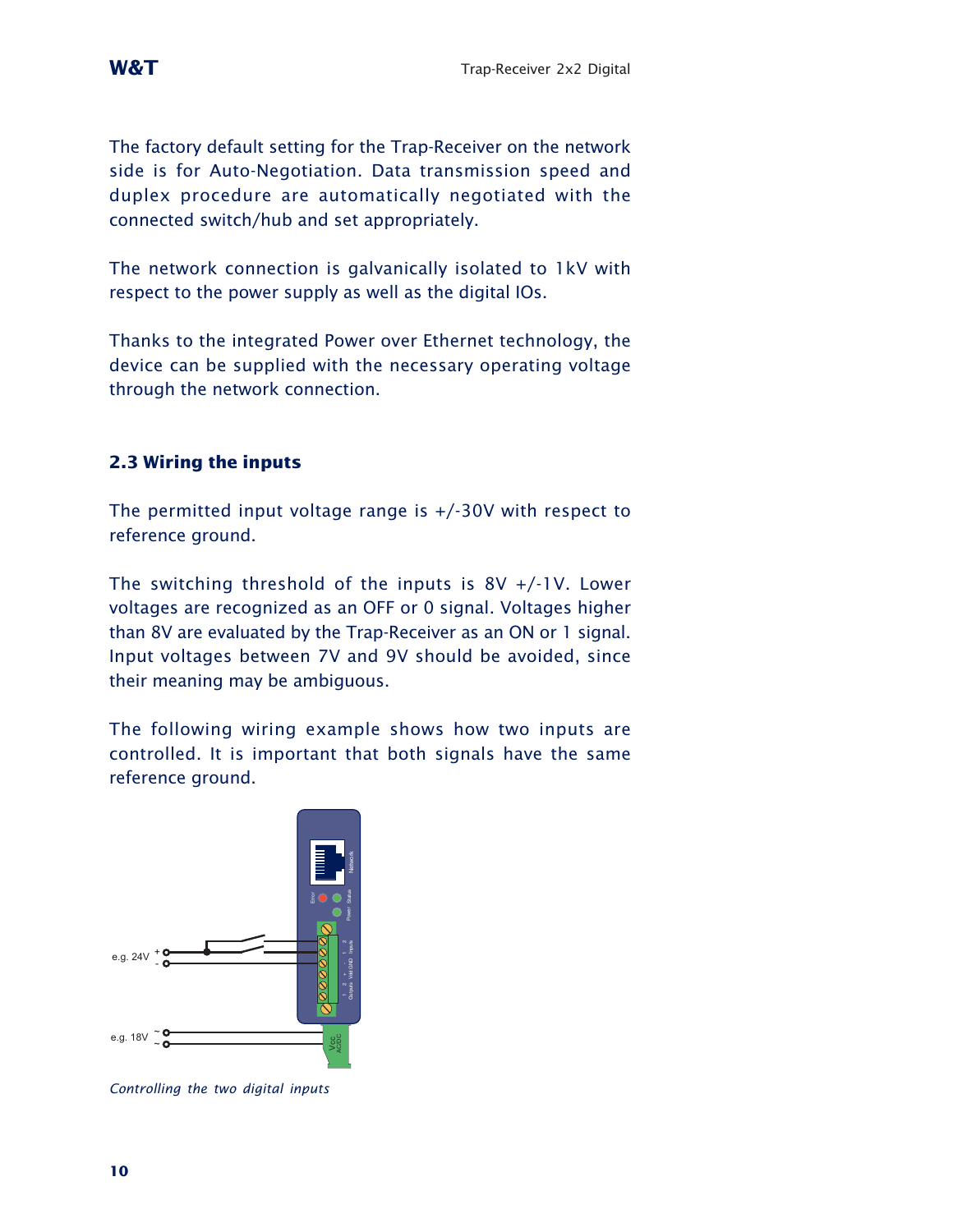The factory default setting for the Trap-Receiver on the network side is for Auto-Negotiation. Data transmission speed and duplex procedure are automatically negotiated with the connected switch/hub and set appropriately.

The network connection is galvanically isolated to 1kV with respect to the power supply as well as the digital IOs.

Thanks to the integrated Power over Ethernet technology, the device can be supplied with the necessary operating voltage through the network connection.

## 2.3 Wiring the inputs

The permitted input voltage range is +/-30V with respect to reference ground.

The switching threshold of the inputs is 8V +/-1V. Lower voltages are recognized as an OFF or 0 signal. Voltages higher than 8V are evaluated by the Trap-Receiver as an ON or 1 signal. Input voltages between 7V and 9V should be avoided, since their meaning may be ambiguous.

The following wiring example shows how two inputs are controlled. It is important that both signals have the same reference ground.

*Controlling the two digital inputs*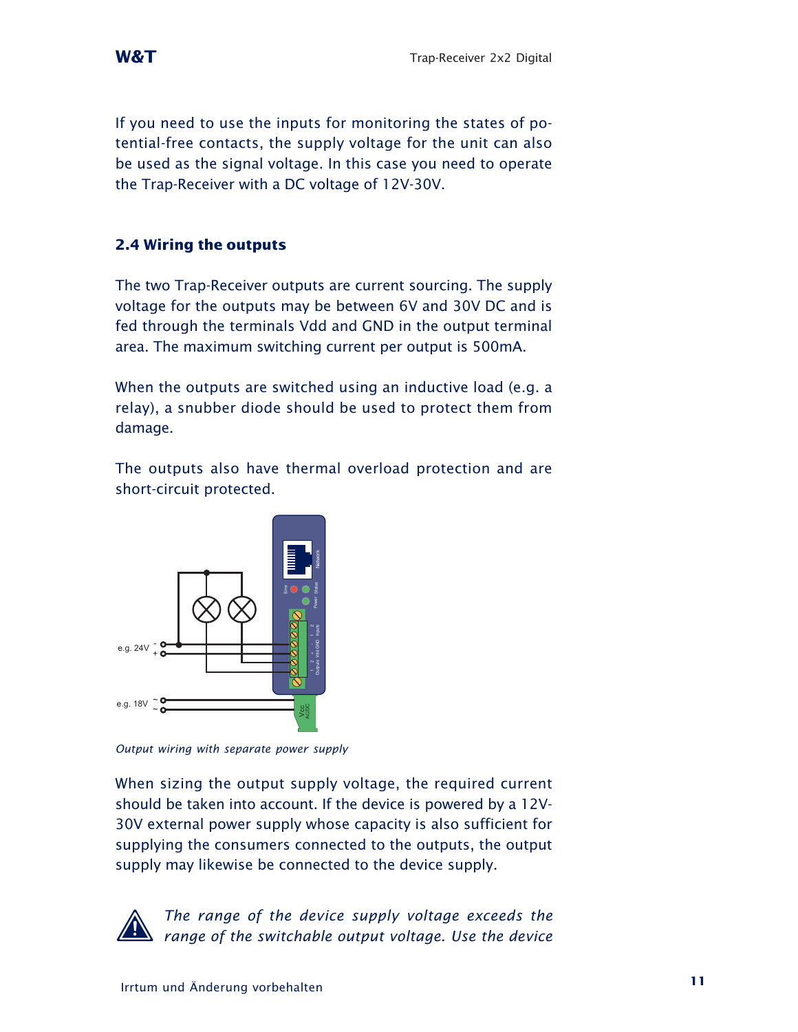If you need to use the inputs for monitoring the states of potential-free contacts, the supply voltage for the unit can also be used as the signal voltage. In this case you need to operate the Trap-Receiver with a DC voltage of 12V-30V.

### 2.4 Wiring the outputs

The two Trap-Receiver outputs are current sourcing. The supply voltage for the outputs may be between 6V and 30V DC and is fed through the terminals Vdd and GND in the output terminal area. The maximum switching current per output is 500mA.

When the outputs are switched using an inductive load (e.g. a relay), a snubber diode should be used to protect them from damage.

The outputs also have thermal overload protection and are short-circuit protected.

*Output wiring with separate power supply*

When sizing the output supply voltage, the required current should be taken into account. If the device is powered by a 12V-30V external power supply whose capacity is also sufficient for supplying the consumers connected to the outputs, the output supply may likewise be connected to the device supply.

*The range of the device supply voltage exceeds the range of the switchable output voltage. Use the device*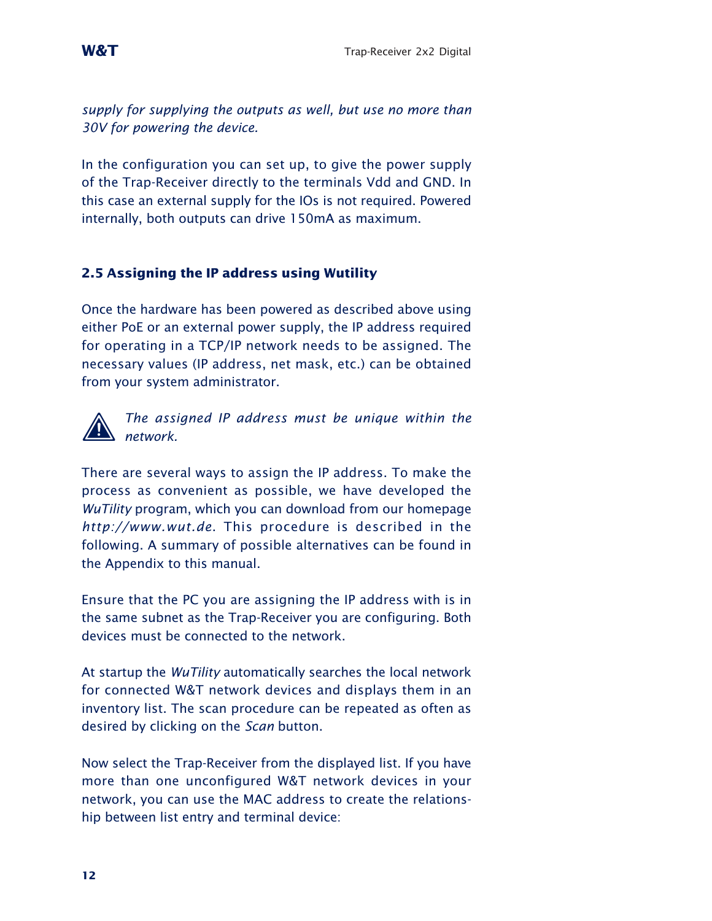*supply for supplying the outputs as well, but use no more than 30V for powering the device.*

In the configuration you can set up, to give the power supply of the Trap-Receiver directly to the terminals Vdd and GND. In this case an external supply for the IOs is not required. Powered internally, both outputs can drive 150mA as maximum.

## 2.5 Assigning the IP address using Wutility

Once the hardware has been powered as described above using either PoE or an external power supply, the IP address required for operating in a TCP/IP network needs to be assigned. The necessary values (IP address, net mask, etc.) can be obtained from your system administrator.

*The assigned IP address must be unique within the network.*

There are several ways to assign the IP address. To make the process as convenient as possible, we have developed the *WuTility* program, which you can download from our homepage *http://www.wut.de*. This procedure is described in the following. A summary of possible alternatives can be found in the Appendix to this manual.

Ensure that the PC you are assigning the IP address with is in the same subnet as the Trap-Receiver you are configuring. Both devices must be connected to the network.

At startup the *WuTility* automatically searches the local network for connected W&T network devices and displays them in an inventory list. The scan procedure can be repeated as often as desired by clicking on the *Scan* button.

Now select the Trap-Receiver from the displayed list. If you have more than one unconfigured W&T network devices in your network, you can use the MAC address to create the relationship between list entry and terminal device: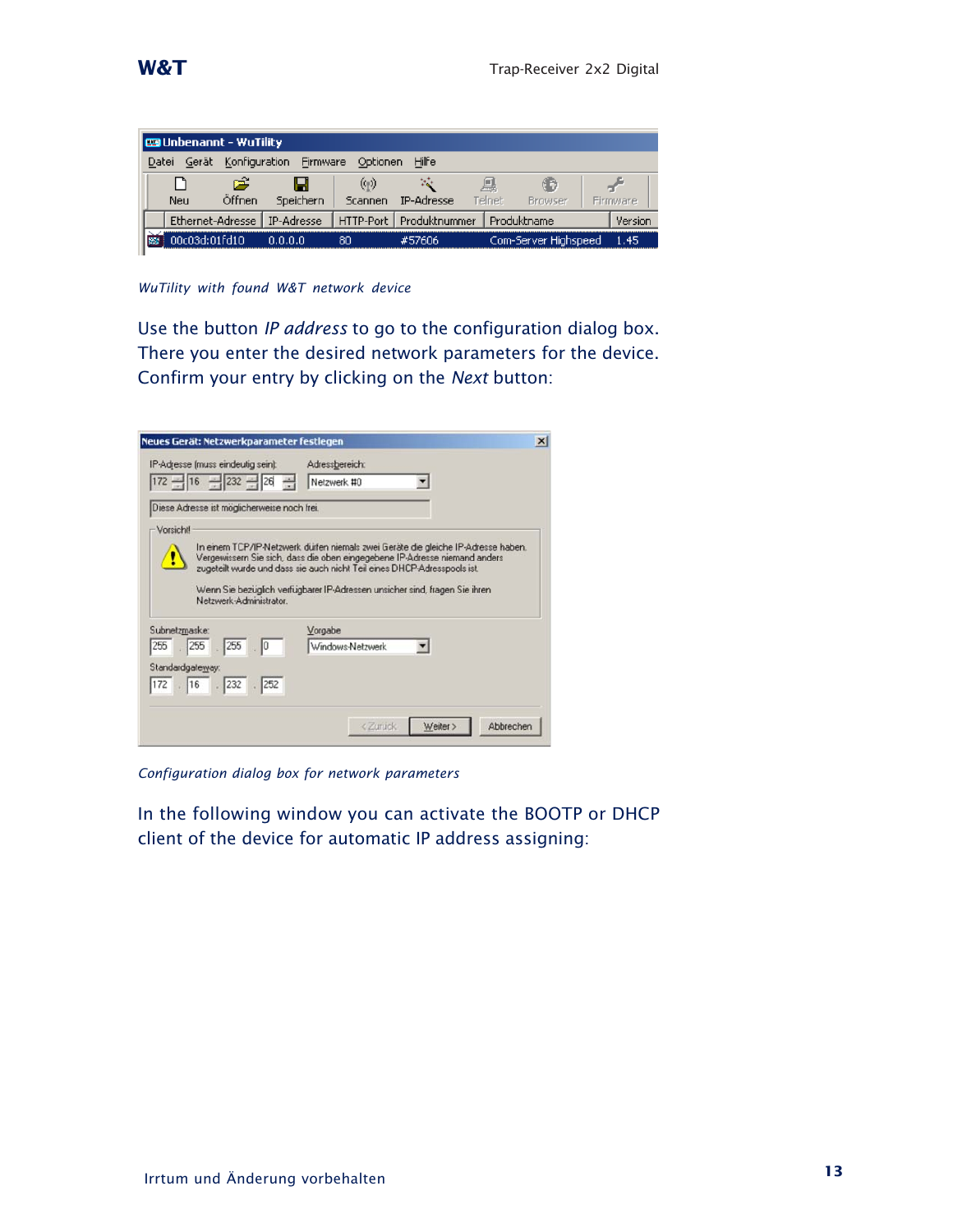*WuTility with found W&T network device*

Use the button *IP address* to go to the configuration dialog box. There you enter the desired network parameters for the device. Confirm your entry by clicking on the *Next* button:

*Configuration dialog box for network parameters*

In the following window you can activate the BOOTP or DHCP client of the device for automatic IP address assigning:

Irrtum und Änderung vorbehalten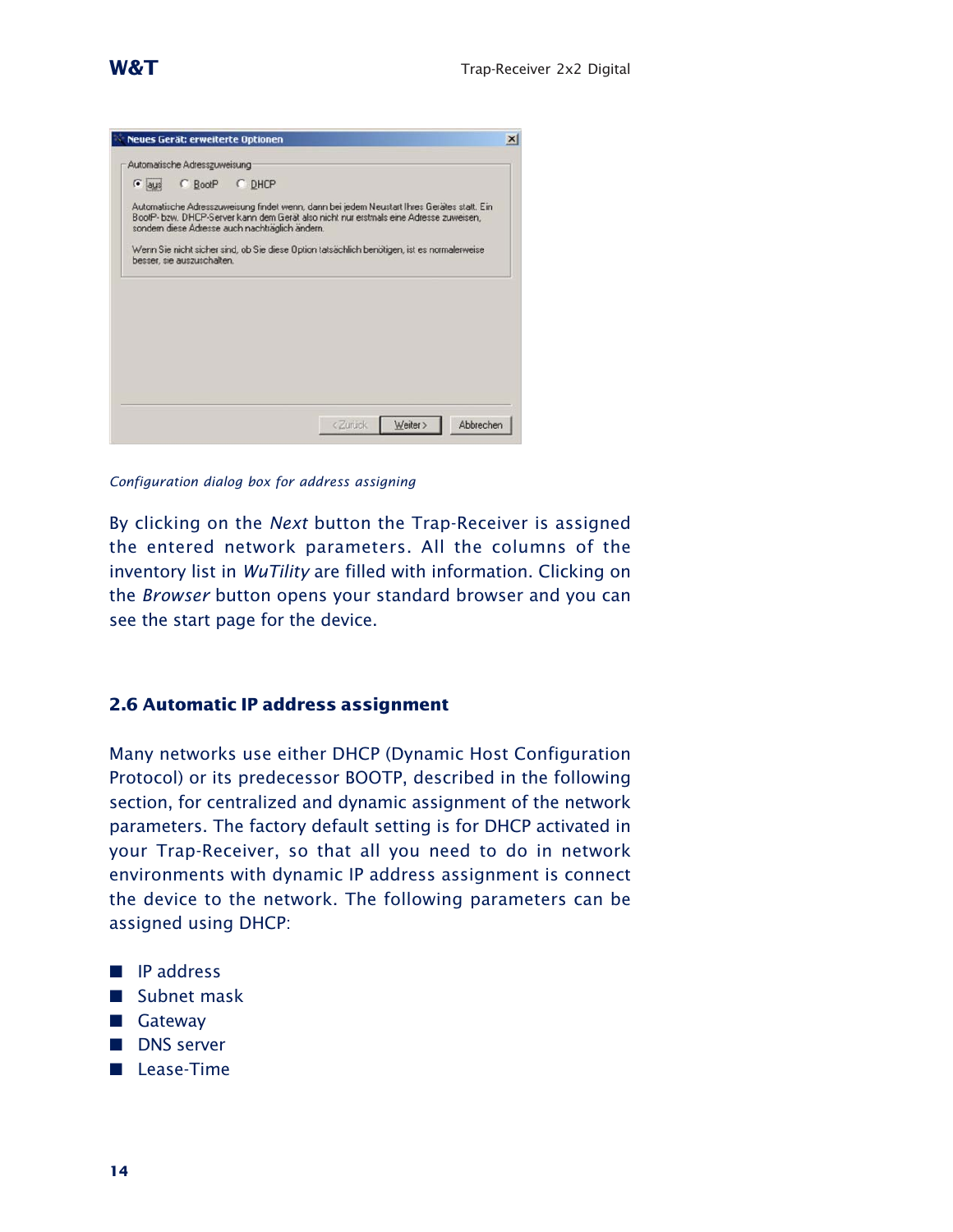*Configuration dialog box for address assigning*

By clicking on the *Next* button the Trap-Receiver is assigned the entered network parameters. All the columns of the inventory list in *WuTility* are filled with information. Clicking on the *Browser* button opens your standard browser and you can see the start page for the device.

## 2.6 Automatic IP address assignment

Many networks use either DHCP (Dynamic Host Configuration Protocol) or its predecessor BOOTP, described in the following section, for centralized and dynamic assignment of the network parameters. The factory default setting is for DHCP activated in your Trap-Receiver, so that all you need to do in network environments with dynamic IP address assignment is connect the device to the network. The following parameters can be assigned using DHCP:

- IP address
- Subnet mask
- Gateway
- DNS server
- Lease-Time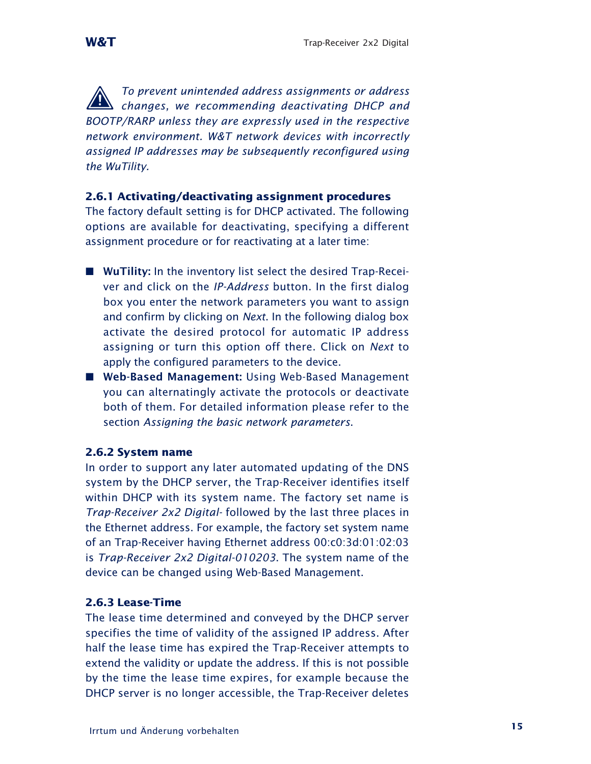⚠ *To prevent unintended address assignments or address changes, we recommending deactivating DHCP and BOOTP/RARP unless they are expressly used in the respective network environment. W&T network devices with incorrectly assigned IP addresses may be subsequently reconfigured using the WuTility.*

### 2.6.1 Activating/deactivating assignment procedures

The factory default setting is for DHCP activated. The following options are available for deactivating, specifying a different assignment procedure or for reactivating at a later time:

- **WuTility:** In the inventory list select the desired Trap-Receiver and click on the *IP-Address* button. In the first dialog box you enter the network parameters you want to assign and confirm by clicking on *Next*. In the following dialog box activate the desired protocol for automatic IP address assigning or turn this option off there. Click on *Next* to apply the configured parameters to the device.
- **Web-Based Management:** Using Web-Based Management you can alternatingly activate the protocols or deactivate both of them. For detailed information please refer to the section *Assigning the basic network parameters*.

### 2.6.2 System name

In order to support any later automated updating of the DNS system by the DHCP server, the Trap-Receiver identifies itself within DHCP with its system name. The factory set name is *Trap-Receiver 2x2 Digital-* followed by the last three places in the Ethernet address. For example, the factory set system name of an Trap-Receiver having Ethernet address 00:c0:3d:01:02:03 is *Trap-Receiver 2x2 Digital-010203*. The system name of the device can be changed using Web-Based Management.

### 2.6.3 Lease-Time

The lease time determined and conveyed by the DHCP server specifies the time of validity of the assigned IP address. After half the lease time has expired the Trap-Receiver attempts to extend the validity or update the address. If this is not possible by the time the lease time expires, for example because the DHCP server is no longer accessible, the Trap-Receiver deletes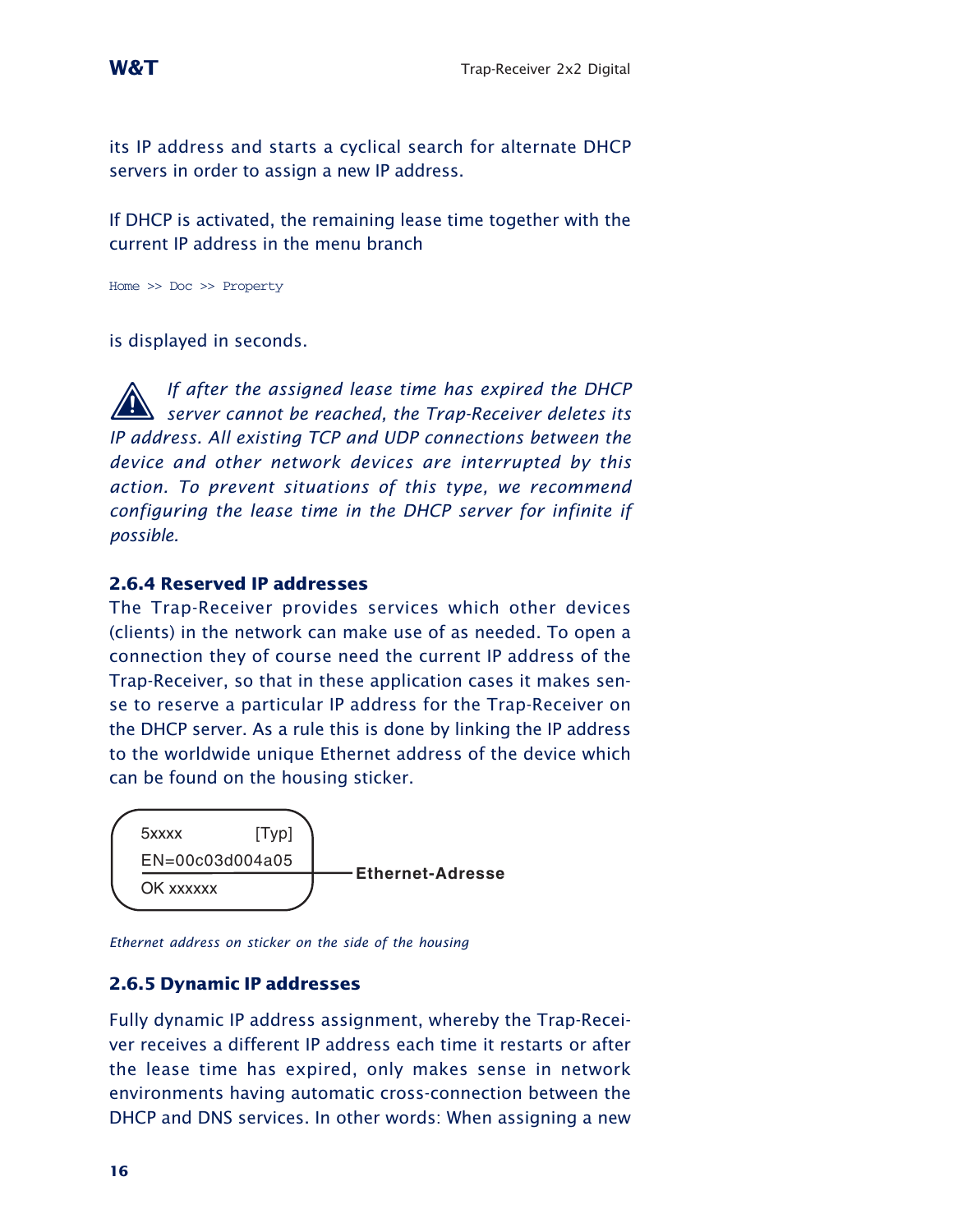its IP address and starts a cyclical search for alternate DHCP servers in order to assign a new IP address.

If DHCP is activated, the remaining lease time together with the current IP address in the menu branch

```
Home >> Doc >> Property
```

is displayed in seconds.

*If after the assigned lease time has expired the DHCP server cannot be reached, the Trap-Receiver deletes its IP address. All existing TCP and UDP connections between the device and other network devices are interrupted by this action. To prevent situations of this type, we recommend configuring the lease time in the DHCP server for infinite if possible.*

### 2.6.4 Reserved IP addresses

The Trap-Receiver provides services which other devices (clients) in the network can make use of as needed. To open a connection they of course need the current IP address of the Trap-Receiver, so that in these application cases it makes sense to reserve a particular IP address for the Trap-Receiver on the DHCP server. As a rule this is done by linking the IP address to the worldwide unique Ethernet address of the device which can be found on the housing sticker.

```
5xxxx          [Typ]
EN=00c03d004a05  ——— Ethernet-Adresse
OK xxxxxx
```

*Ethernet address on sticker on the side of the housing*

### 2.6.5 Dynamic IP addresses

Fully dynamic IP address assignment, whereby the Trap-Receiver receives a different IP address each time it restarts or after the lease time has expired, only makes sense in network environments having automatic cross-connection between the DHCP and DNS services. In other words: When assigning a new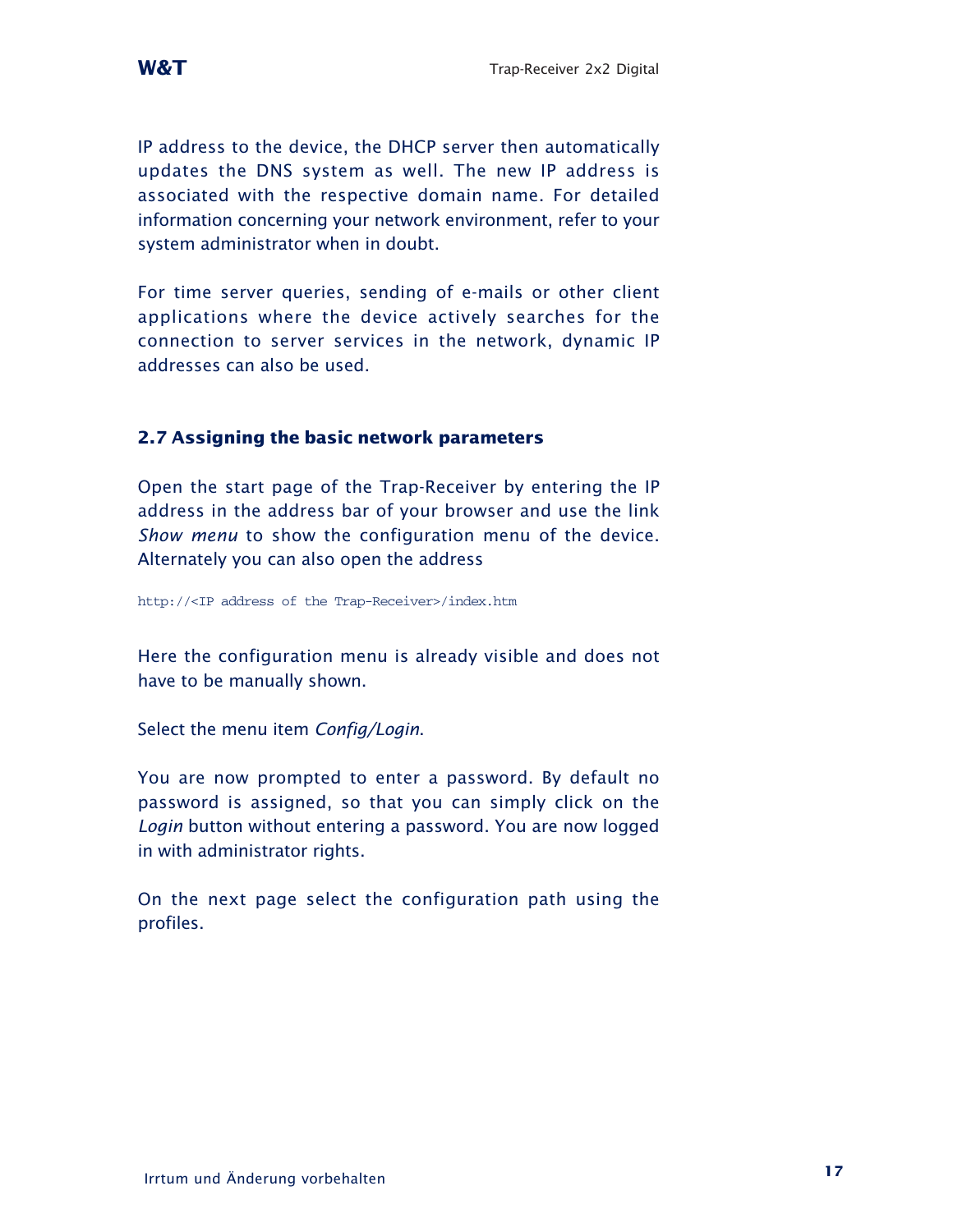IP address to the device, the DHCP server then automatically updates the DNS system as well. The new IP address is associated with the respective domain name. For detailed information concerning your network environment, refer to your system administrator when in doubt.

For time server queries, sending of e-mails or other client applications where the device actively searches for the connection to server services in the network, dynamic IP addresses can also be used.

## 2.7 Assigning the basic network parameters

Open the start page of the Trap-Receiver by entering the IP address in the address bar of your browser and use the link *Show menu* to show the configuration menu of the device. Alternately you can also open the address

```
http://<IP address of the Trap-Receiver>/index.htm
```

Here the configuration menu is already visible and does not have to be manually shown.

Select the menu item *Config/Login*.

You are now prompted to enter a password. By default no password is assigned, so that you can simply click on the *Login* button without entering a password. You are now logged in with administrator rights.

On the next page select the configuration path using the profiles.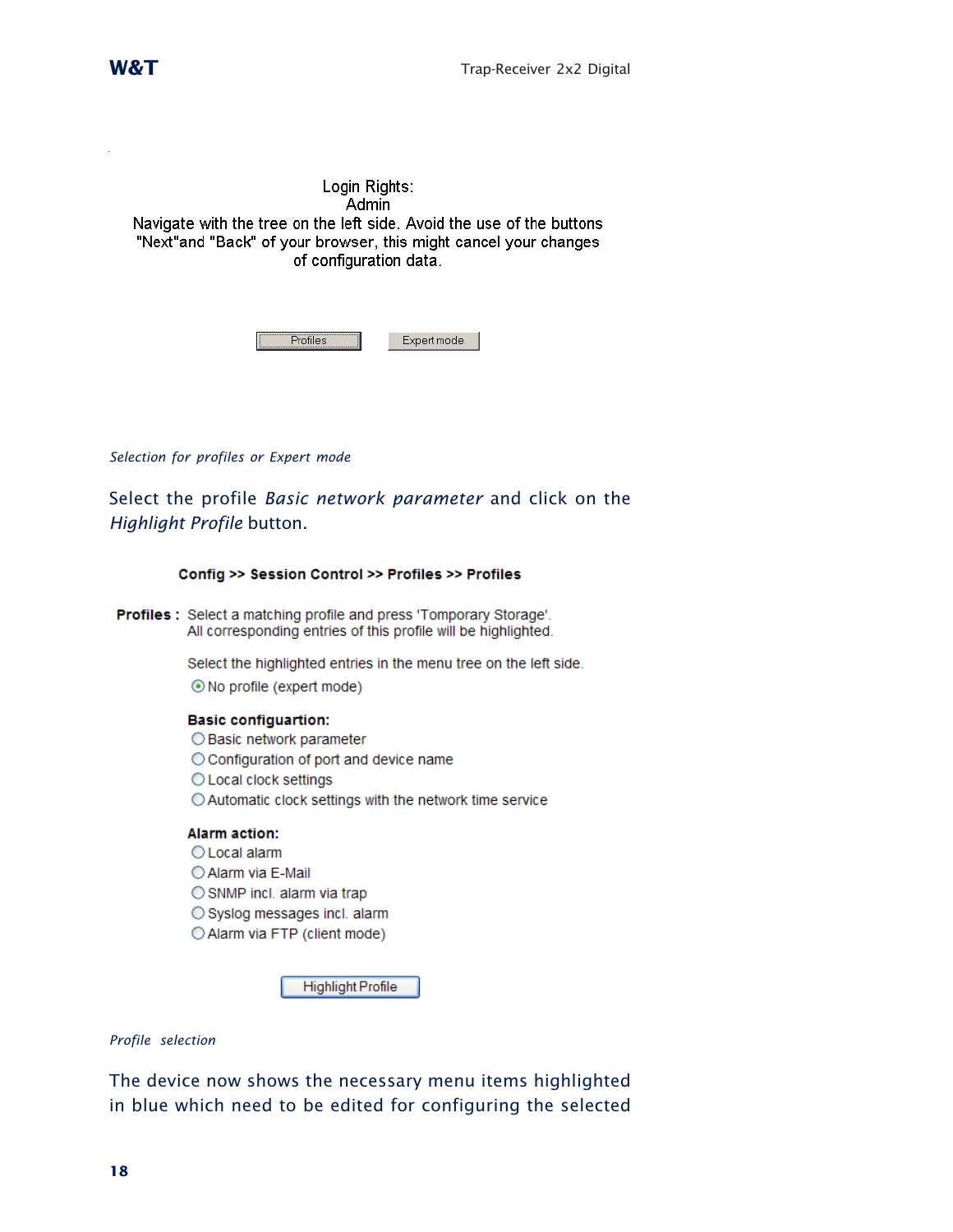Login Rights:
Admin
Navigate with the tree on the left side. Avoid the use of the buttons "Next"and "Back" of your browser, this might cancel your changes of configuration data.

Profiles    Expert mode

*Selection for profiles or Expert mode*

Select the profile *Basic network parameter* and click on the *Highlight Profile* button.

**Config >> Session Control >> Profiles >> Profiles**

**Profiles :** Select a matching profile and press 'Tomporary Storage'.
All corresponding entries of this profile will be highlighted.

Select the highlighted entries in the menu tree on the left side.

- No profile (expert mode)

**Basic configuartion:**

- Basic network parameter
- Configuration of port and device name
- Local clock settings
- Automatic clock settings with the network time service

**Alarm action:**

- Local alarm
- Alarm via E-Mail
- SNMP incl. alarm via trap
- Syslog messages incl. alarm
- Alarm via FTP (client mode)

Highlight Profile

*Profile selection*

The device now shows the necessary menu items highlighted in blue which need to be edited for configuring the selected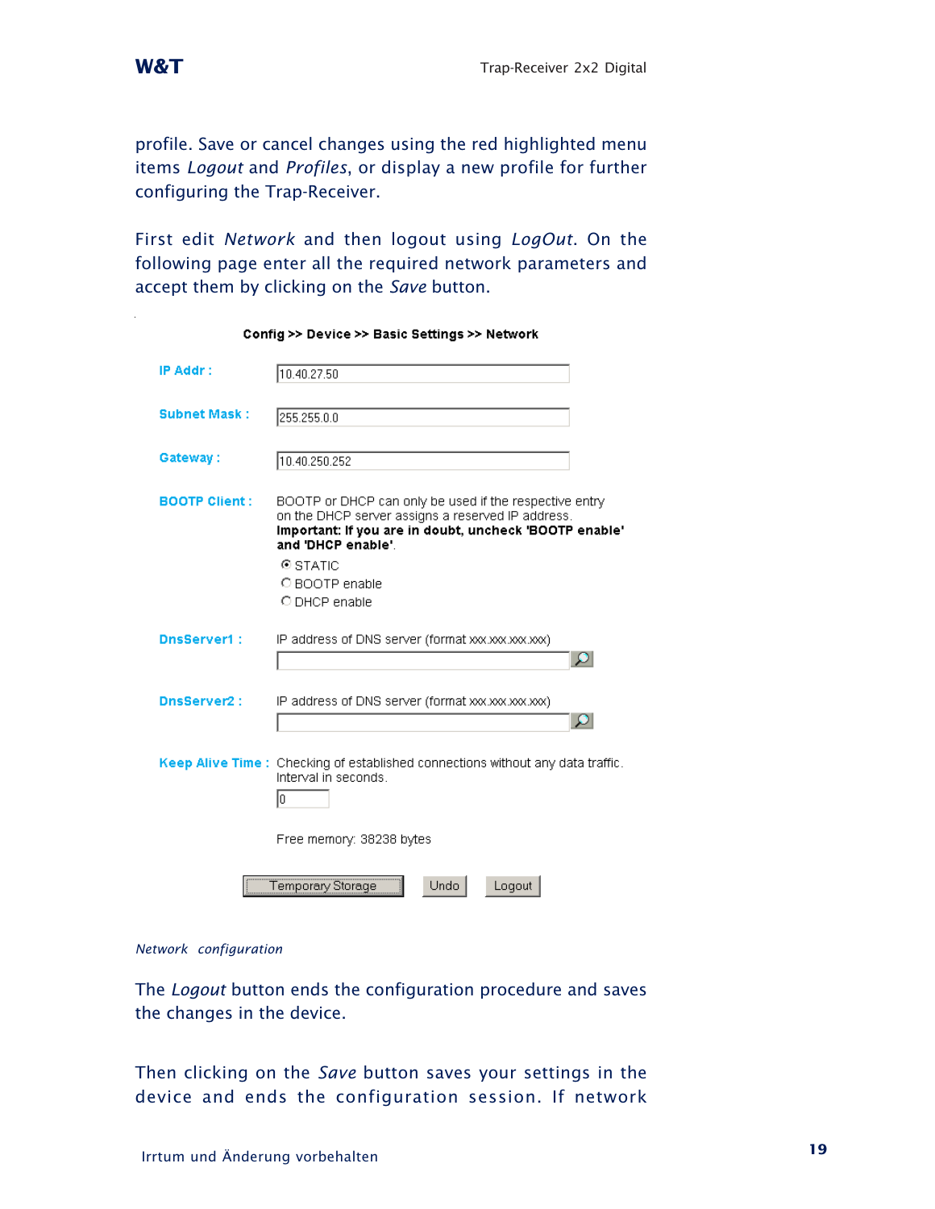profile. Save or cancel changes using the red highlighted menu items *Logout* and *Profiles*, or display a new profile for further configuring the Trap-Receiver.

First edit *Network* and then logout using *LogOut*. On the following page enter all the required network parameters and accept them by clicking on the *Save* button.

**Config >> Device >> Basic Settings >> Network**

| | |
|---|---|
| **IP Addr :** | 10.40.27.50 |
| **Subnet Mask :** | 255.255.0.0 |
| **Gateway :** | 10.40.250.252 |
| **BOOTP Client :** | BOOTP or DHCP can only be used if the respective entry on the DHCP server assigns a reserved IP address. **Important: If you are in doubt, uncheck 'BOOTP enable' and 'DHCP enable'.** ◉ STATIC ○ BOOTP enable ○ DHCP enable |
| **DnsServer1 :** | IP address of DNS server (format xxx.xxx.xxx.xxx) |
| **DnsServer2 :** | IP address of DNS server (format xxx.xxx.xxx.xxx) |
| **Keep Alive Time :** | Checking of established connections without any data traffic. Interval in seconds. 0 |

Free memory: 38238 bytes

[Temporary Storage] [Undo] [Logout]

*Network configuration*

The *Logout* button ends the configuration procedure and saves the changes in the device.

Then clicking on the *Save* button saves your settings in the device and ends the configuration session. If network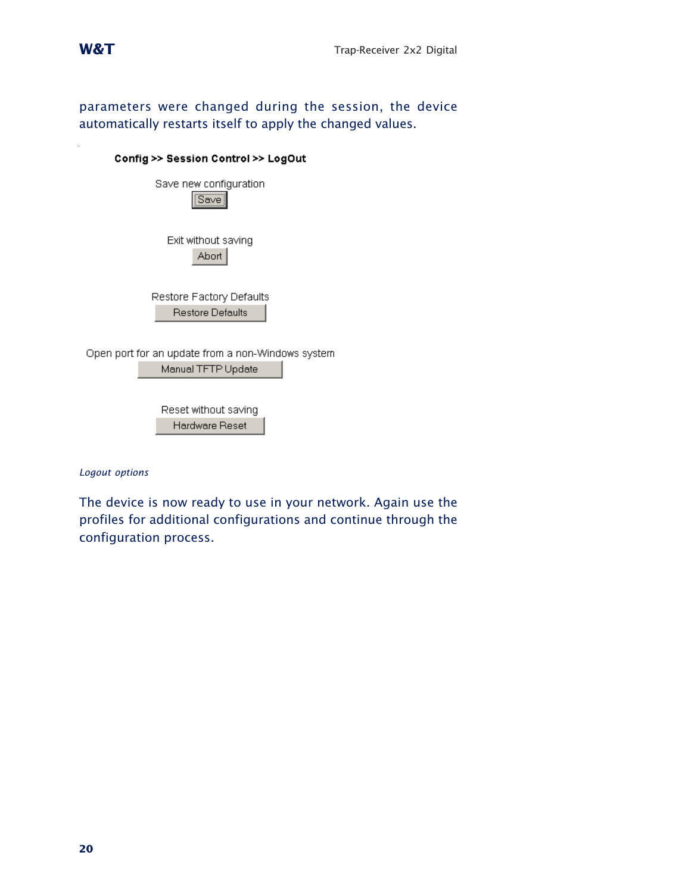parameters were changed during the session, the device automatically restarts itself to apply the changed values.

**Config >> Session Control >> LogOut**

Save new configuration
Save

Exit without saving
Abort

Restore Factory Defaults
Restore Defaults

Open port for an update from a non-Windows system
Manual TFTP Update

Reset without saving
Hardware Reset

*Logout options*

The device is now ready to use in your network. Again use the profiles for additional configurations and continue through the configuration process.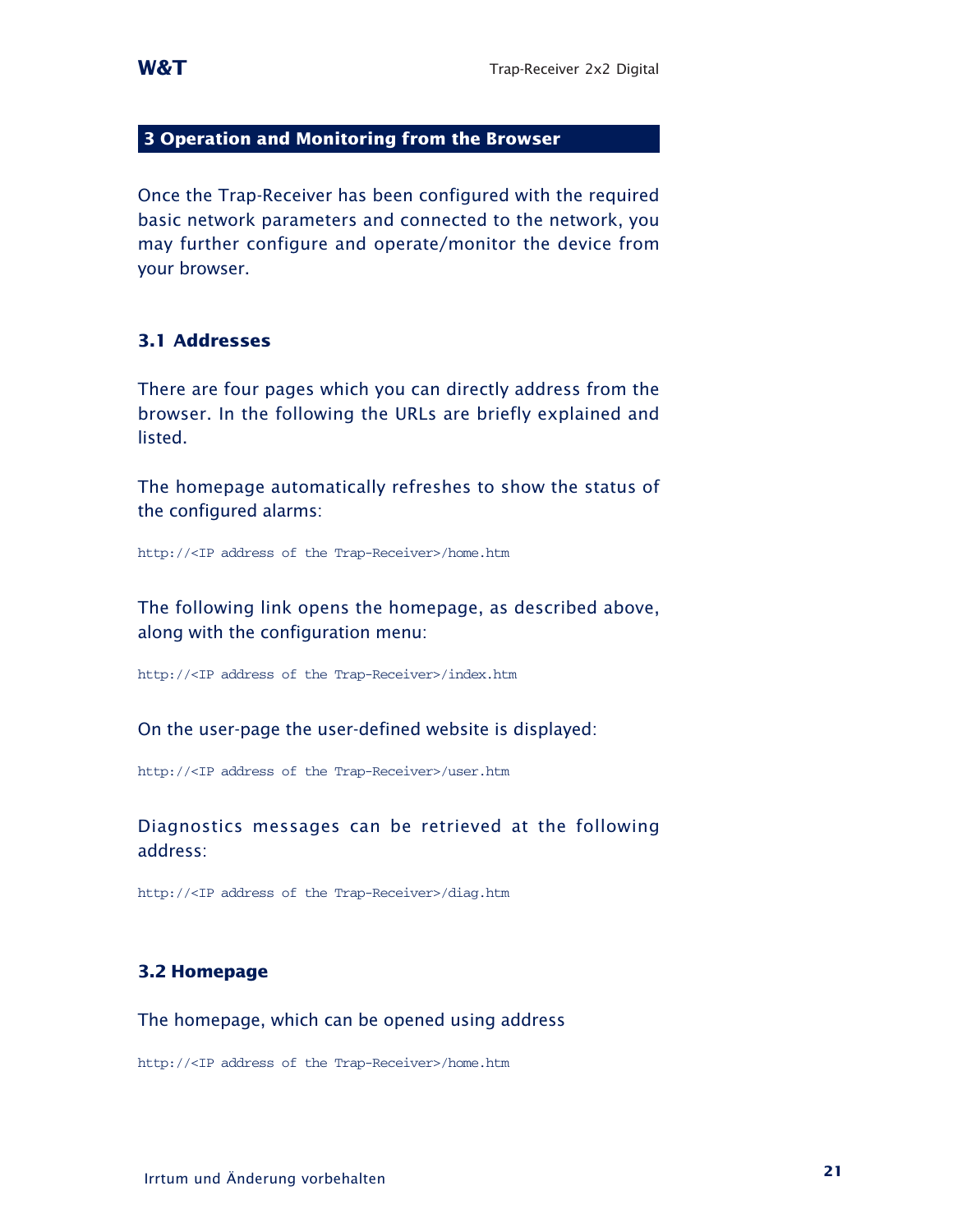# 3 Operation and Monitoring from the Browser

Once the Trap-Receiver has been configured with the required basic network parameters and connected to the network, you may further configure and operate/monitor the device from your browser.

## 3.1 Addresses

There are four pages which you can directly address from the browser. In the following the URLs are briefly explained and listed.

The homepage automatically refreshes to show the status of the configured alarms:

```
http://<IP address of the Trap-Receiver>/home.htm
```

The following link opens the homepage, as described above, along with the configuration menu:

```
http://<IP address of the Trap-Receiver>/index.htm
```

On the user-page the user-defined website is displayed:

```
http://<IP address of the Trap-Receiver>/user.htm
```

Diagnostics messages can be retrieved at the following address:

```
http://<IP address of the Trap-Receiver>/diag.htm
```

## 3.2 Homepage

The homepage, which can be opened using address

```
http://<IP address of the Trap-Receiver>/home.htm
```

Irrtum und Änderung vorbehalten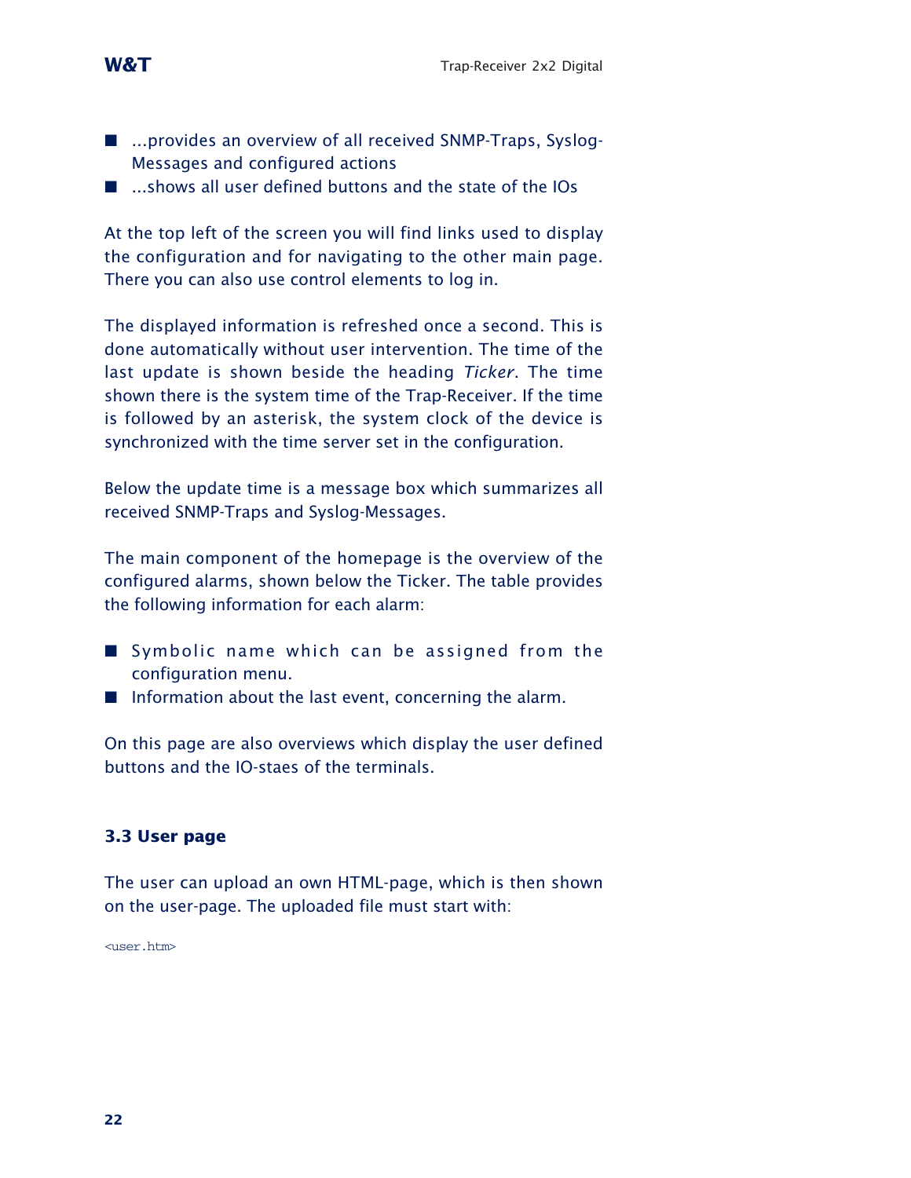- ...provides an overview of all received SNMP-Traps, Syslog-Messages and configured actions
- ...shows all user defined buttons and the state of the IOs

At the top left of the screen you will find links used to display the configuration and for navigating to the other main page. There you can also use control elements to log in.

The displayed information is refreshed once a second. This is done automatically without user intervention. The time of the last update is shown beside the heading *Ticker*. The time shown there is the system time of the Trap-Receiver. If the time is followed by an asterisk, the system clock of the device is synchronized with the time server set in the configuration.

Below the update time is a message box which summarizes all received SNMP-Traps and Syslog-Messages.

The main component of the homepage is the overview of the configured alarms, shown below the Ticker. The table provides the following information for each alarm:

- Symbolic name which can be assigned from the configuration menu.
- Information about the last event, concerning the alarm.

On this page are also overviews which display the user defined buttons and the IO-staes of the terminals.

### 3.3 User page

The user can upload an own HTML-page, which is then shown on the user-page. The uploaded file must start with:

```
<user.htm>
```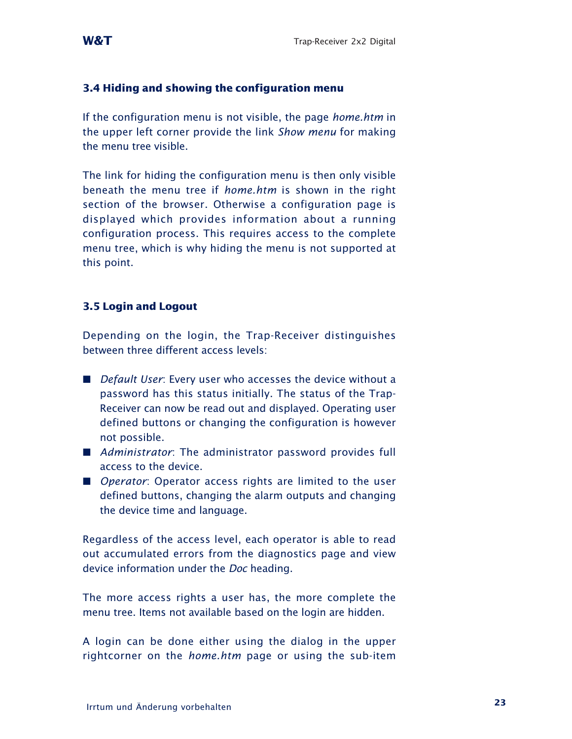## 3.4 Hiding and showing the configuration menu

If the configuration menu is not visible, the page *home.htm* in the upper left corner provide the link *Show menu* for making the menu tree visible.

The link for hiding the configuration menu is then only visible beneath the menu tree if *home.htm* is shown in the right section of the browser. Otherwise a configuration page is displayed which provides information about a running configuration process. This requires access to the complete menu tree, which is why hiding the menu is not supported at this point.

## 3.5 Login and Logout

Depending on the login, the Trap-Receiver distinguishes between three different access levels:

- *Default User*: Every user who accesses the device without a password has this status initially. The status of the Trap-Receiver can now be read out and displayed. Operating user defined buttons or changing the configuration is however not possible.
- *Administrator*: The administrator password provides full access to the device.
- *Operator*: Operator access rights are limited to the user defined buttons, changing the alarm outputs and changing the device time and language.

Regardless of the access level, each operator is able to read out accumulated errors from the diagnostics page and view device information under the *Doc* heading.

The more access rights a user has, the more complete the menu tree. Items not available based on the login are hidden.

A login can be done either using the dialog in the upper rightcorner on the *home.htm* page or using the sub-item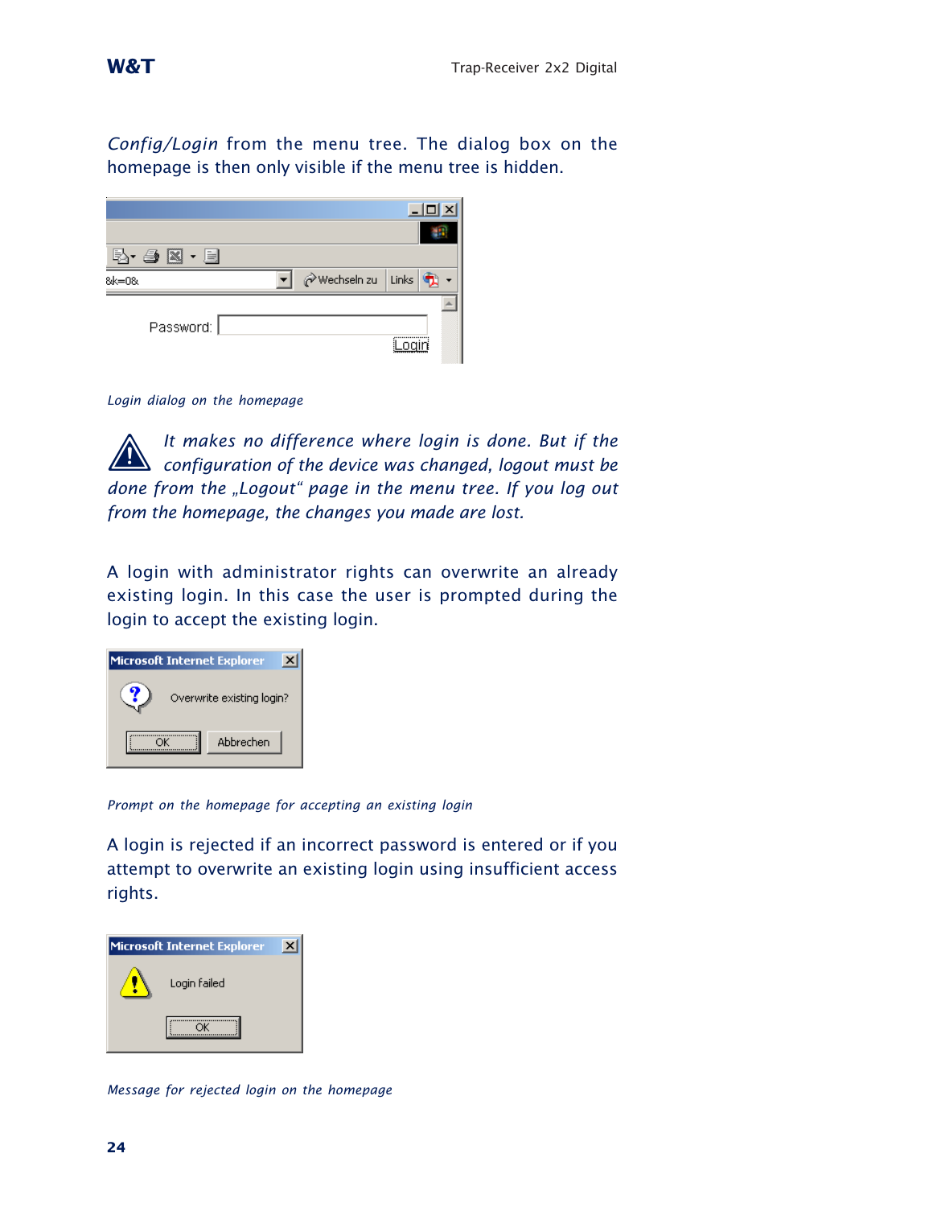*Config/Login* from the menu tree. The dialog box on the homepage is then only visible if the menu tree is hidden.

*Login dialog on the homepage*

*It makes no difference where login is done. But if the configuration of the device was changed, logout must be done from the „Logout“ page in the menu tree. If you log out from the homepage, the changes you made are lost.*

A login with administrator rights can overwrite an already existing login. In this case the user is prompted during the login to accept the existing login.

*Prompt on the homepage for accepting an existing login*

A login is rejected if an incorrect password is entered or if you attempt to overwrite an existing login using insufficient access rights.

*Message for rejected login on the homepage*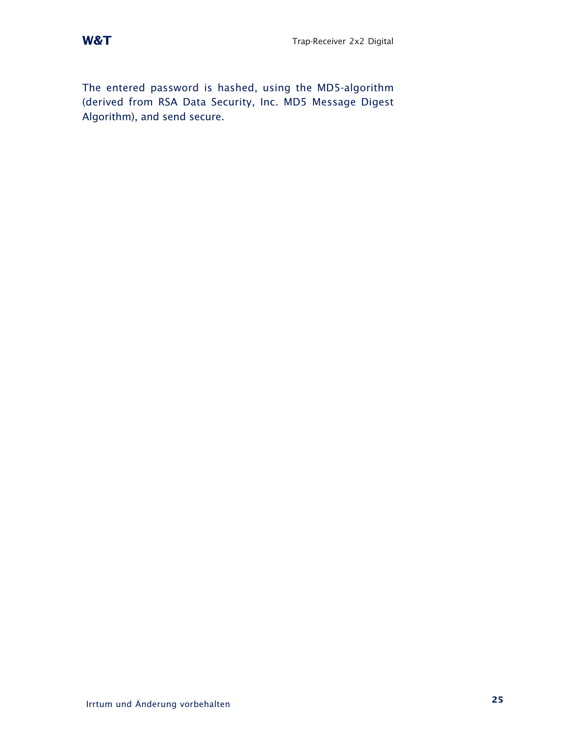The entered password is hashed, using the MD5-algorithm (derived from RSA Data Security, Inc. MD5 Message Digest Algorithm), and send secure.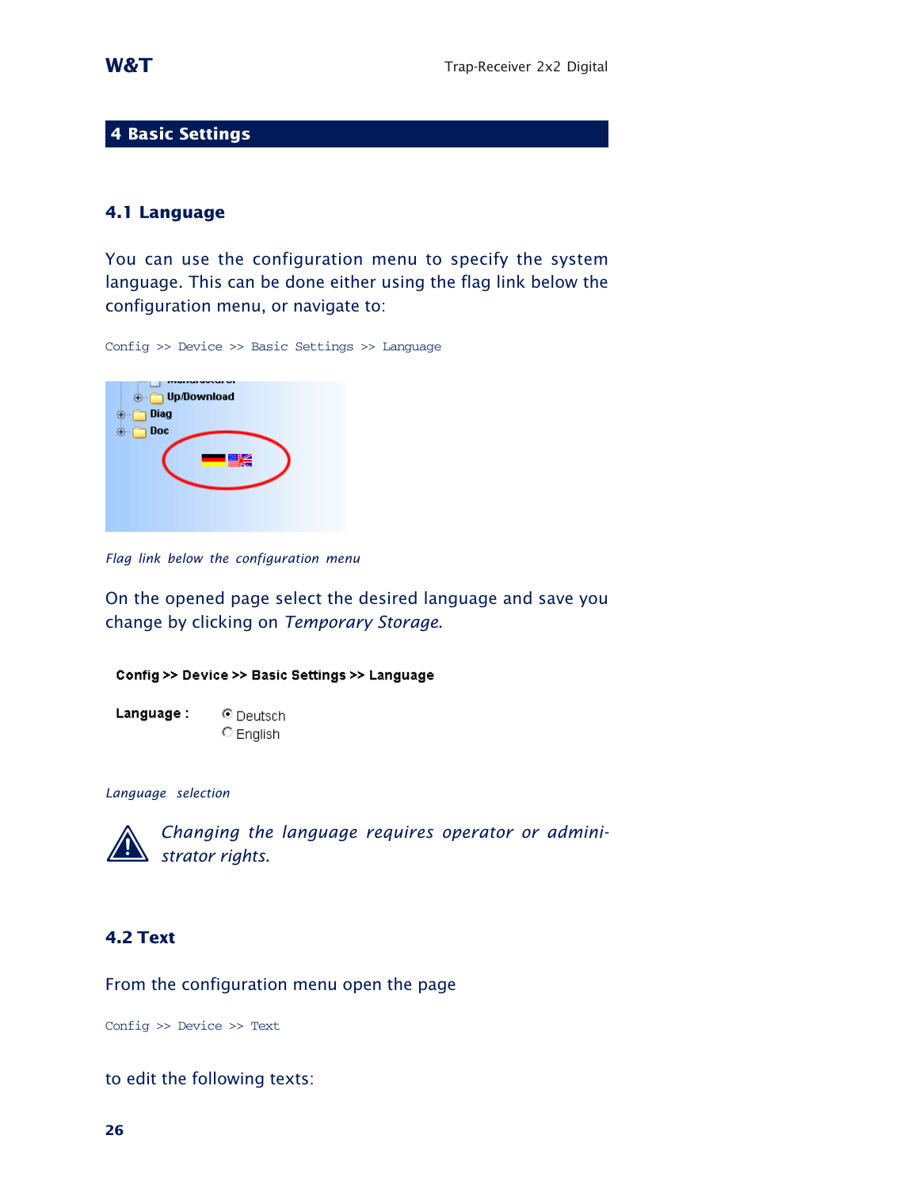# 4 Basic Settings

## 4.1 Language

You can use the configuration menu to specify the system language. This can be done either using the flag link below the configuration menu, or navigate to:

Config >> Device >> Basic Settings >> Language

*Flag link below the configuration menu*

On the opened page select the desired language and save you change by clicking on *Temporary Storage*.

**Config >> Device >> Basic Settings >> Language**

**Language :** ◉ Deutsch ○ English

*Language selection*

*Changing the language requires operator or administrator rights.*

## 4.2 Text

From the configuration menu open the page

Config >> Device >> Text

to edit the following texts: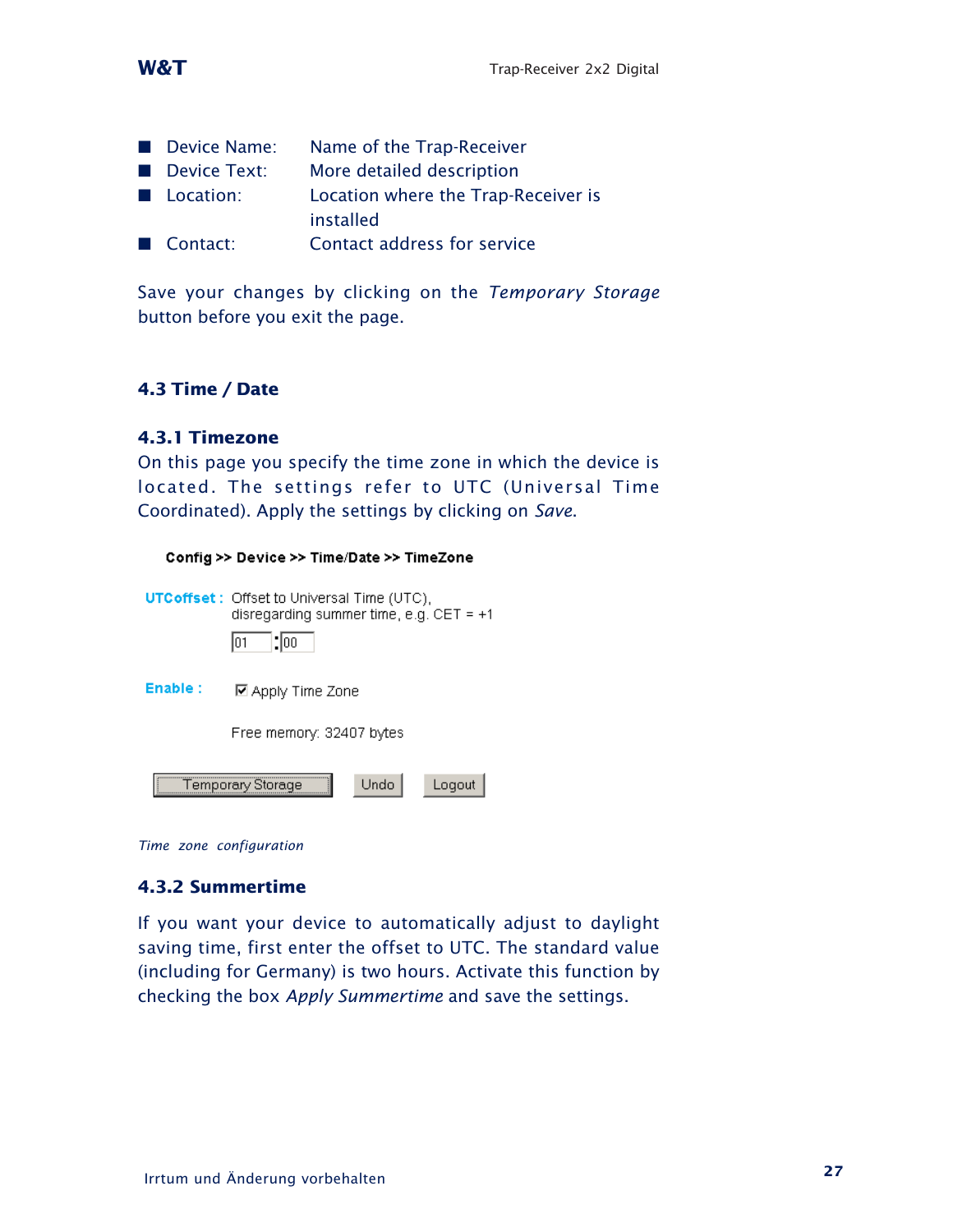- Device Name: Name of the Trap-Receiver
- Device Text: More detailed description
- Location: Location where the Trap-Receiver is installed
- Contact: Contact address for service

Save your changes by clicking on the *Temporary Storage* button before you exit the page.

## 4.3 Time / Date

### 4.3.1 Timezone

On this page you specify the time zone in which the device is located. The settings refer to UTC (Universal Time Coordinated). Apply the settings by clicking on *Save*.

**Config >> Device >> Time/Date >> TimeZone**

**UTCoffset :** Offset to Universal Time (UTC), disregarding summer time, e.g. CET = +1

01 : 00

**Enable :** ☑ Apply Time Zone

Free memory: 32407 bytes

[Temporary Storage] [Undo] [Logout]

*Time zone configuration*

### 4.3.2 Summertime

If you want your device to automatically adjust to daylight saving time, first enter the offset to UTC. The standard value (including for Germany) is two hours. Activate this function by checking the box *Apply Summertime* and save the settings.

Irrtum und Änderung vorbehalten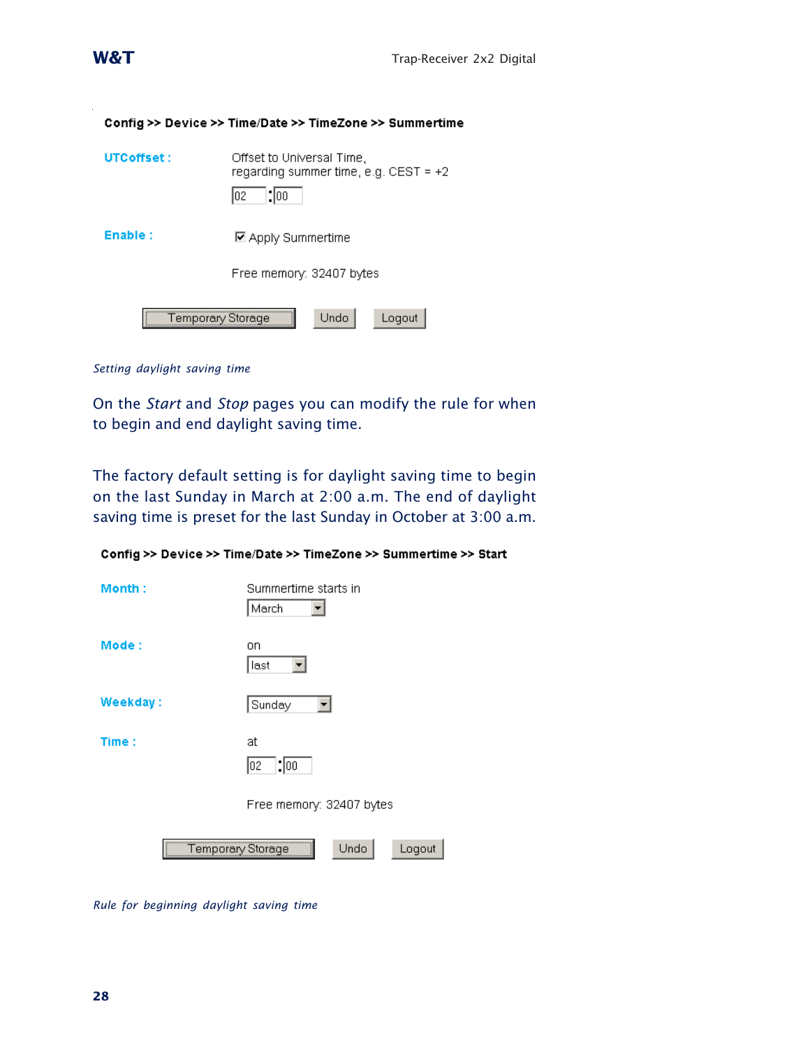**Config >> Device >> Time/Date >> TimeZone >> Summertime**

| | |
|---|---|
| **UTCoffset :** | Offset to Universal Time, regarding summer time, e.g. CEST = +2 |
| | 02 : 00 |
| **Enable :** | ☑ Apply Summertime |
| | Free memory: 32407 bytes |

Temporary Storage | Undo | Logout

*Setting daylight saving time*

On the *Start* and *Stop* pages you can modify the rule for when to begin and end daylight saving time.

The factory default setting is for daylight saving time to begin on the last Sunday in March at 2:00 a.m. The end of daylight saving time is preset for the last Sunday in October at 3:00 a.m.

**Config >> Device >> Time/Date >> TimeZone >> Summertime >> Start**

| | |
|---|---|
| **Month :** | Summertime starts in |
| | March |
| **Mode :** | on |
| | last |
| **Weekday :** | Sunday |
| **Time :** | at |
| | 02 : 00 |
| | Free memory: 32407 bytes |

Temporary Storage | Undo | Logout

*Rule for beginning daylight saving time*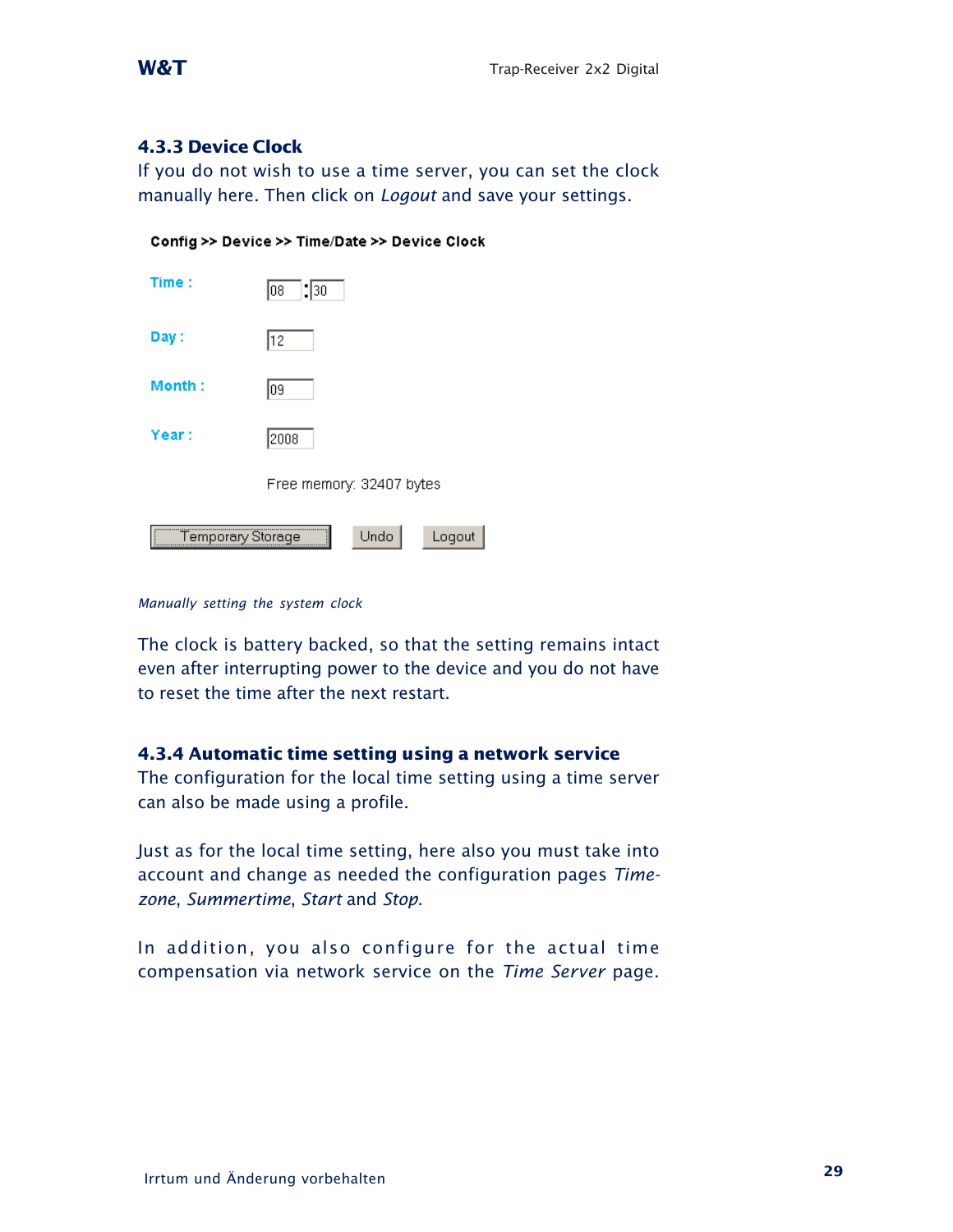### 4.3.3 Device Clock

If you do not wish to use a time server, you can set the clock manually here. Then click on *Logout* and save your settings.

**Config >> Device >> Time/Date >> Device Clock**

| | |
|---|---|
| **Time :** | 08 : 30 |
| **Day :** | 12 |
| **Month :** | 09 |
| **Year :** | 2008 |

Free memory: 32407 bytes

Temporary Storage | Undo | Logout

*Manually setting the system clock*

The clock is battery backed, so that the setting remains intact even after interrupting power to the device and you do not have to reset the time after the next restart.

### 4.3.4 Automatic time setting using a network service

The configuration for the local time setting using a time server can also be made using a profile.

Just as for the local time setting, here also you must take into account and change as needed the configuration pages *Timezone*, *Summertime*, *Start* and *Stop*.

In addition, you also configure for the actual time compensation via network service on the *Time Server* page.

Irrtum und Änderung vorbehalten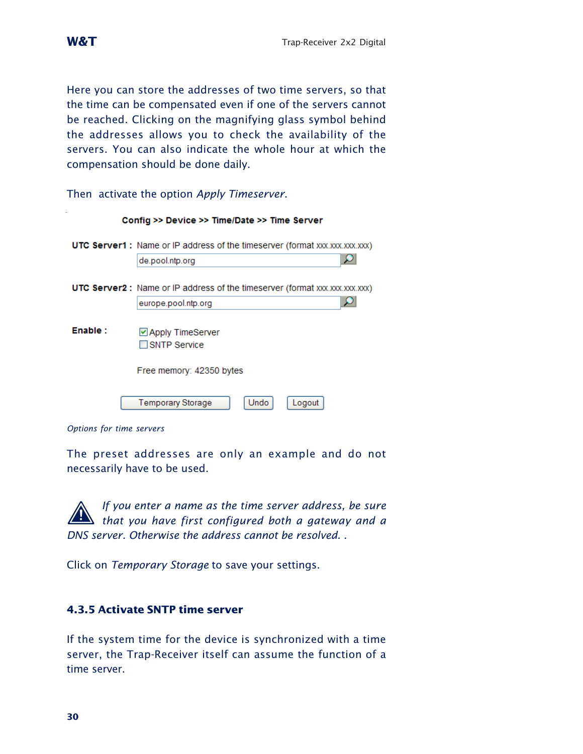Here you can store the addresses of two time servers, so that the time can be compensated even if one of the servers cannot be reached. Clicking on the magnifying glass symbol behind the addresses allows you to check the availability of the servers. You can also indicate the whole hour at which the compensation should be done daily.

Then activate the option *Apply Timeserver*.

**Config >> Device >> Time/Date >> Time Server**

**UTC Server1 :** Name or IP address of the timeserver (format xxx.xxx.xxx.xxx)

de.pool.ntp.org

**UTC Server2 :** Name or IP address of the timeserver (format xxx.xxx.xxx.xxx)

europe.pool.ntp.org

**Enable :**

- [x] Apply TimeServer
- [ ] SNTP Service

Free memory: 42350 bytes

Temporary Storage | Undo | Logout

*Options for time servers*

The preset addresses are only an example and do not necessarily have to be used.

*If you enter a name as the time server address, be sure that you have first configured both a gateway and a DNS server. Otherwise the address cannot be resolved. .*

Click on *Temporary Storage* to save your settings.

### 4.3.5 Activate SNTP time server

If the system time for the device is synchronized with a time server, the Trap-Receiver itself can assume the function of a time server.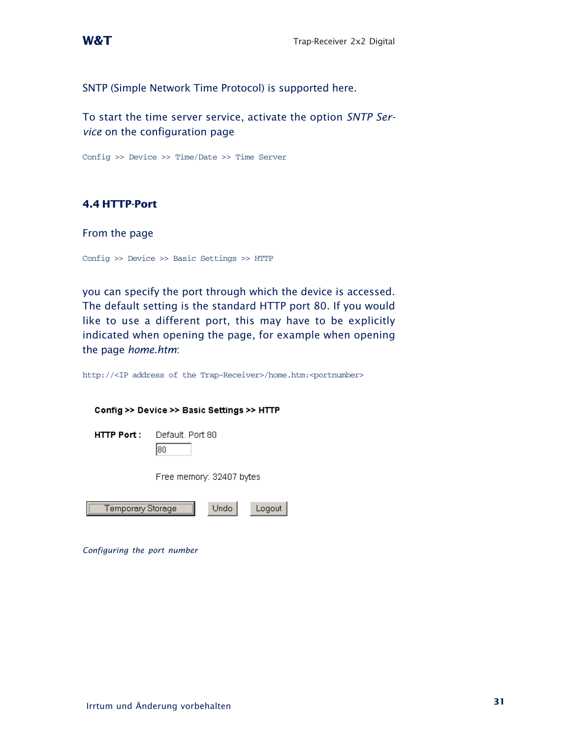SNTP (Simple Network Time Protocol) is supported here.

To start the time server service, activate the option *SNTP Service* on the configuration page

`Config >> Device >> Time/Date >> Time Server`

## 4.4 HTTP-Port

From the page

`Config >> Device >> Basic Settings >> HTTP`

you can specify the port through which the device is accessed. The default setting is the standard HTTP port 80. If you would like to use a different port, this may have to be explicitly indicated when opening the page, for example when opening the page *home.htm*:

`http://<IP address of the Trap-Receiver>/home.htm:<portnumber>`

**Config >> Device >> Basic Settings >> HTTP**

**HTTP Port :** Default. Port 80

[80]

Free memory: 32407 bytes

[Temporary Storage] [Undo] [Logout]

*Configuring the port number*

Irrtum und Änderung vorbehalten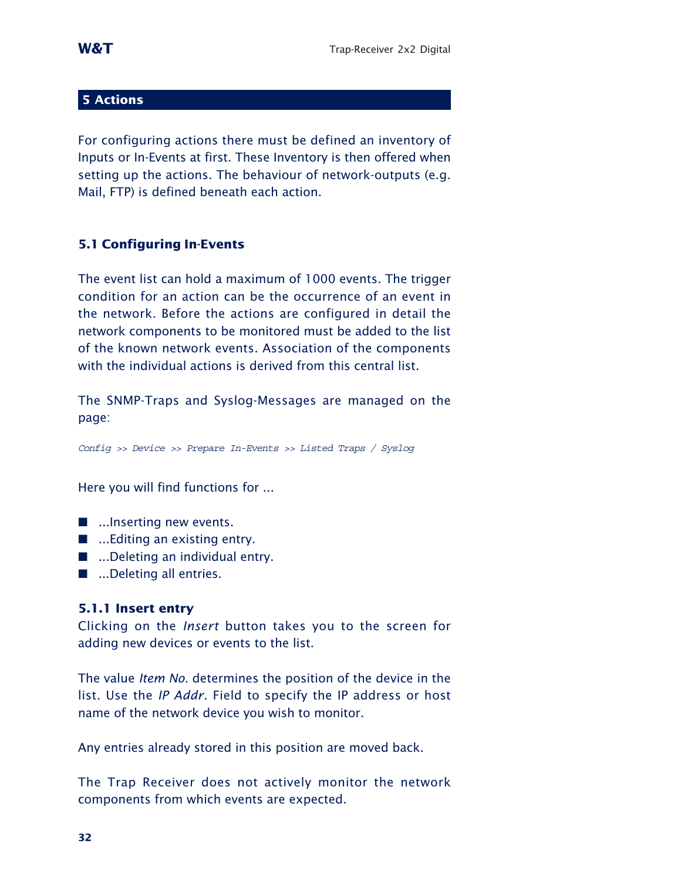# 5 Actions

For configuring actions there must be defined an inventory of Inputs or In-Events at first. These Inventory is then offered when setting up the actions. The behaviour of network-outputs (e.g. Mail, FTP) is defined beneath each action.

## 5.1 Configuring In-Events

The event list can hold a maximum of 1000 events. The trigger condition for an action can be the occurrence of an event in the network. Before the actions are configured in detail the network components to be monitored must be added to the list of the known network events. Association of the components with the individual actions is derived from this central list.

The SNMP-Traps and Syslog-Messages are managed on the page:

*Config >> Device >> Prepare In-Events >> Listed Traps / Syslog*

Here you will find functions for ...

- ...Inserting new events.
- ...Editing an existing entry.
- ...Deleting an individual entry.
- ...Deleting all entries.

### 5.1.1 Insert entry

Clicking on the *Insert* button takes you to the screen for adding new devices or events to the list.

The value *Item No.* determines the position of the device in the list. Use the *IP Addr.* Field to specify the IP address or host name of the network device you wish to monitor.

Any entries already stored in this position are moved back.

The Trap Receiver does not actively monitor the network components from which events are expected.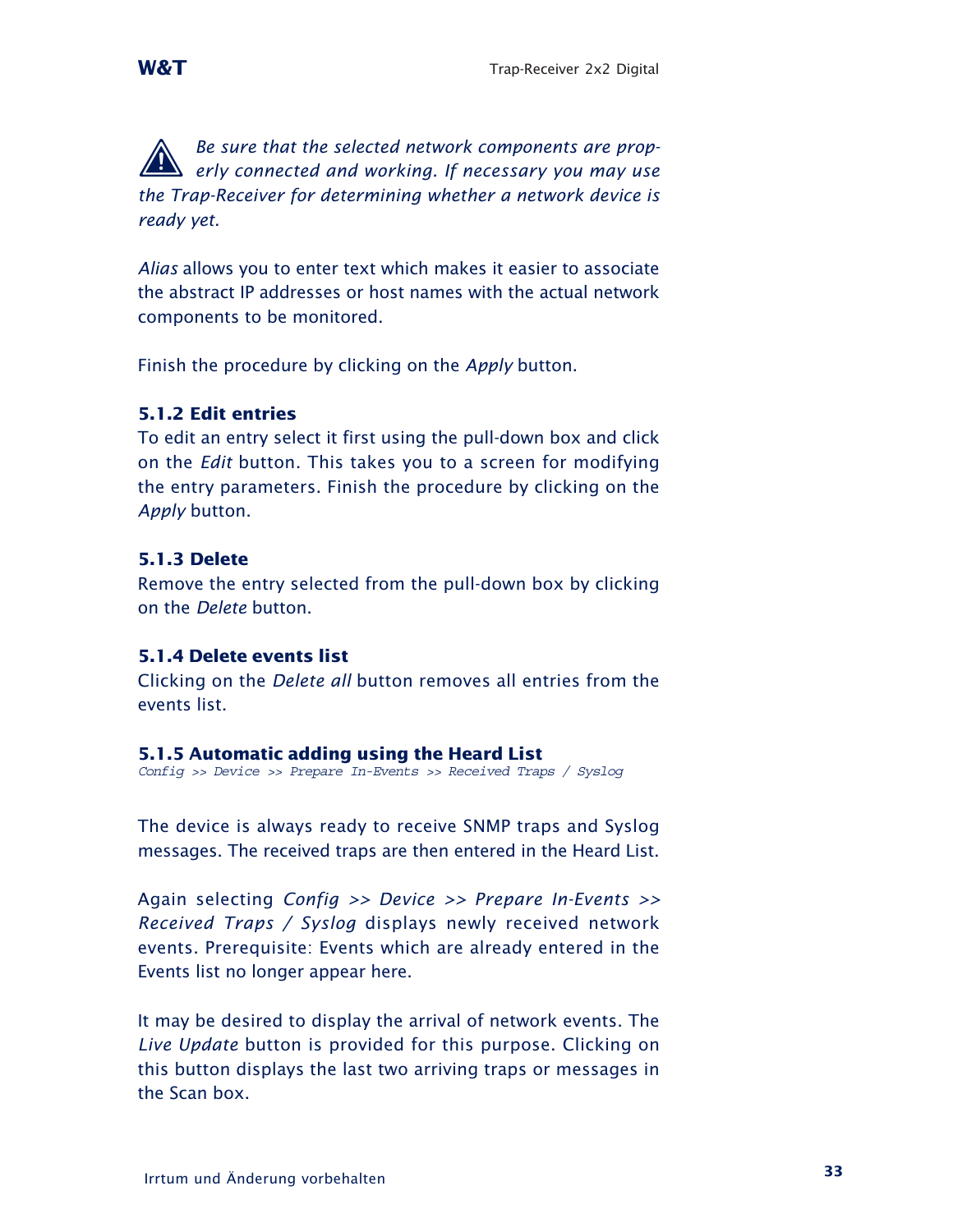⚠ *Be sure that the selected network components are properly connected and working. If necessary you may use the Trap-Receiver for determining whether a network device is ready yet.*

*Alias* allows you to enter text which makes it easier to associate the abstract IP addresses or host names with the actual network components to be monitored.

Finish the procedure by clicking on the *Apply* button.

### 5.1.2 Edit entries

To edit an entry select it first using the pull-down box and click on the *Edit* button. This takes you to a screen for modifying the entry parameters. Finish the procedure by clicking on the *Apply* button.

### 5.1.3 Delete

Remove the entry selected from the pull-down box by clicking on the *Delete* button.

### 5.1.4 Delete events list

Clicking on the *Delete all* button removes all entries from the events list.

### 5.1.5 Automatic adding using the Heard List

*Config >> Device >> Prepare In-Events >> Received Traps / Syslog*

The device is always ready to receive SNMP traps and Syslog messages. The received traps are then entered in the Heard List.

Again selecting *Config >> Device >> Prepare In-Events >> Received Traps / Syslog* displays newly received network events. Prerequisite: Events which are already entered in the Events list no longer appear here.

It may be desired to display the arrival of network events. The *Live Update* button is provided for this purpose. Clicking on this button displays the last two arriving traps or messages in the Scan box.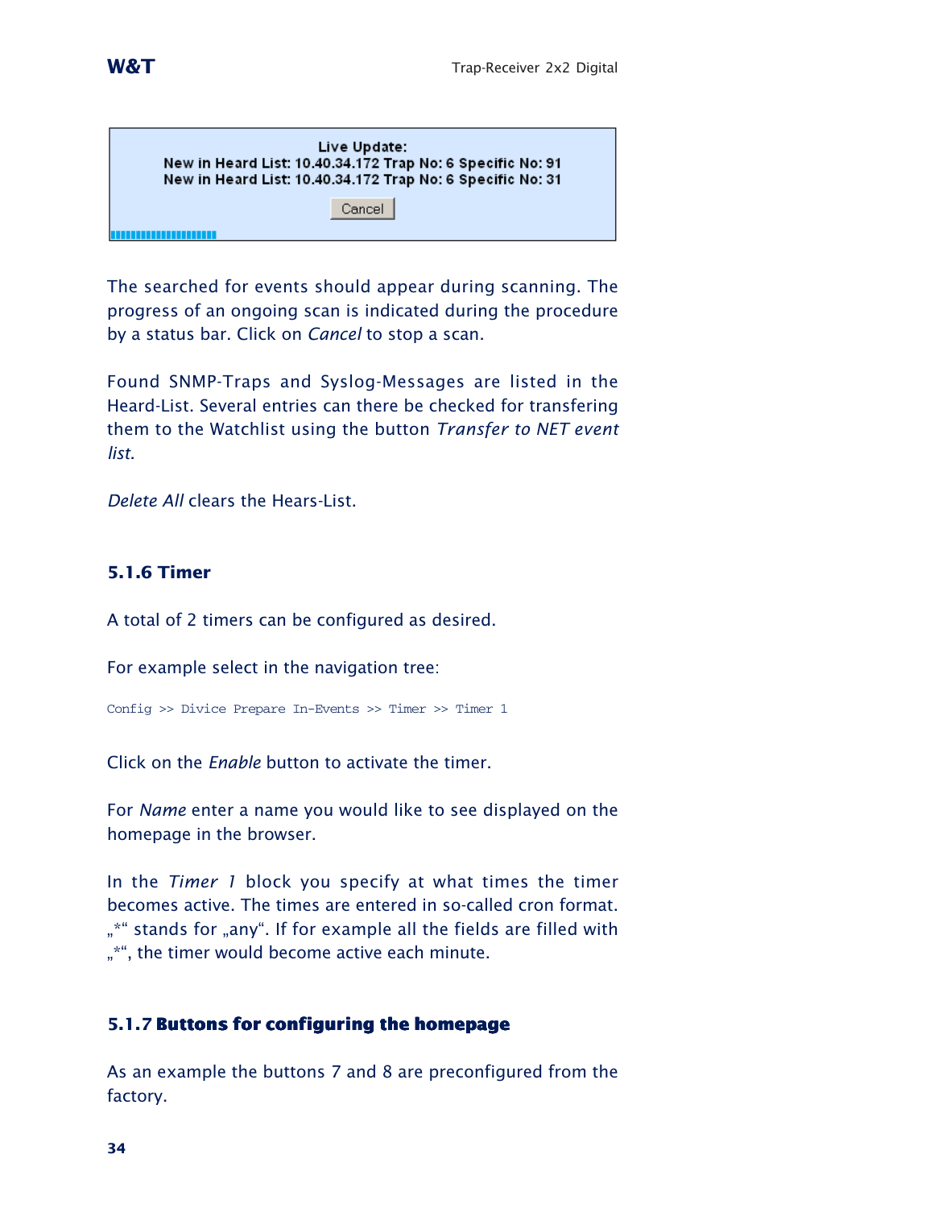Live Update:
New in Heard List: 10.40.34.172 Trap No: 6 Specific No: 91
New in Heard List: 10.40.34.172 Trap No: 6 Specific No: 31

Cancel

The searched for events should appear during scanning. The progress of an ongoing scan is indicated during the procedure by a status bar. Click on *Cancel* to stop a scan.

Found SNMP-Traps and Syslog-Messages are listed in the Heard-List. Several entries can there be checked for transfering them to the Watchlist using the button *Transfer to NET event list*.

*Delete All* clears the Hears-List.

### 5.1.6 Timer

A total of 2 timers can be configured as desired.

For example select in the navigation tree:

```
Config >> Divice Prepare In-Events >> Timer >> Timer 1
```

Click on the *Enable* button to activate the timer.

For *Name* enter a name you would like to see displayed on the homepage in the browser.

In the *Timer 1* block you specify at what times the timer becomes active. The times are entered in so-called cron format. „*“ stands for „any“. If for example all the fields are filled with „*“, the timer would become active each minute.

### 5.1.7 Buttons for configuring the homepage

As an example the buttons 7 and 8 are preconfigured from the factory.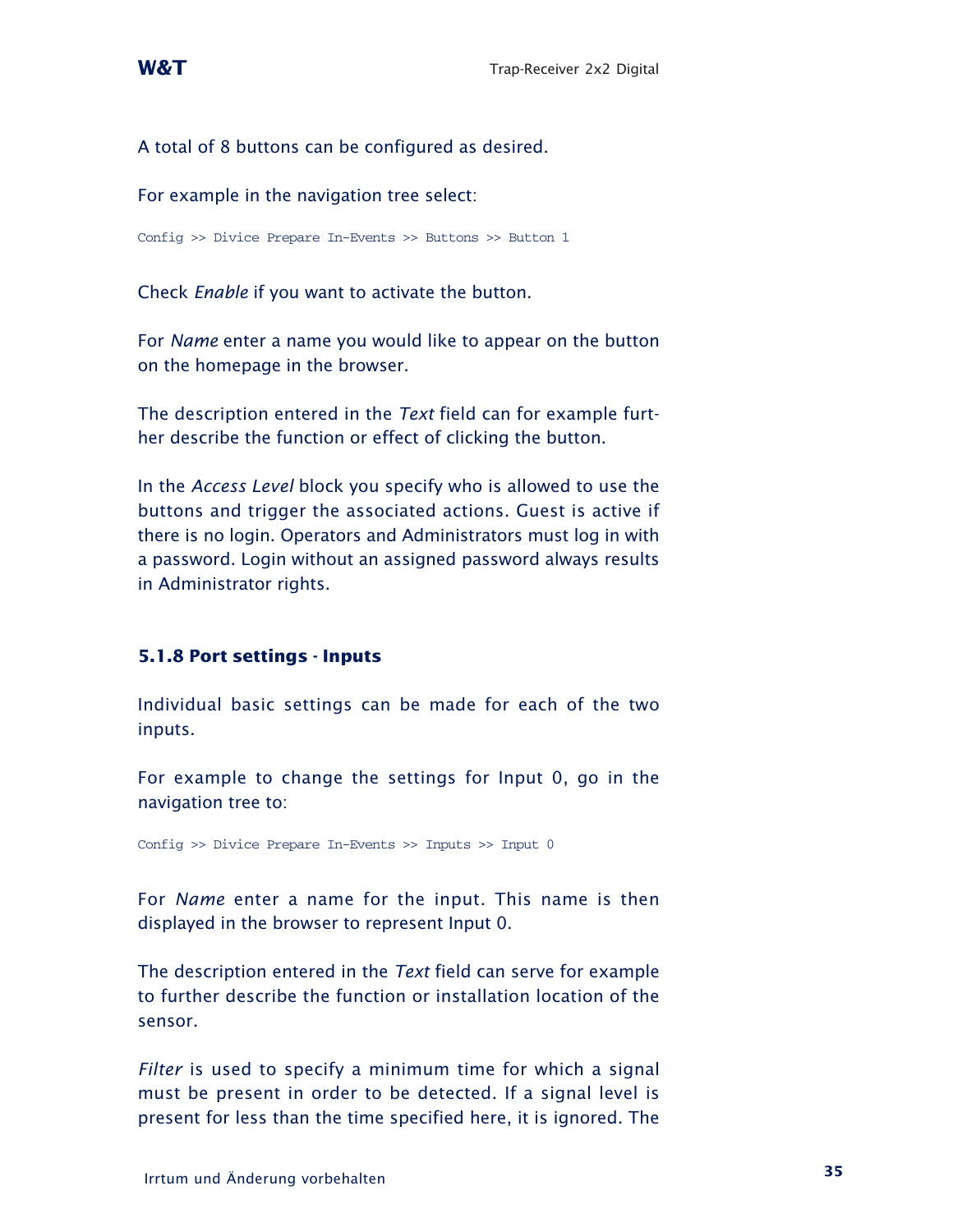A total of 8 buttons can be configured as desired.

For example in the navigation tree select:

```
Config >> Divice Prepare In-Events >> Buttons >> Button 1
```

Check *Enable* if you want to activate the button.

For *Name* enter a name you would like to appear on the button on the homepage in the browser.

The description entered in the *Text* field can for example further describe the function or effect of clicking the button.

In the *Access Level* block you specify who is allowed to use the buttons and trigger the associated actions. Guest is active if there is no login. Operators and Administrators must log in with a password. Login without an assigned password always results in Administrator rights.

### 5.1.8 Port settings - Inputs

Individual basic settings can be made for each of the two inputs.

For example to change the settings for Input 0, go in the navigation tree to:

```
Config >> Divice Prepare In-Events >> Inputs >> Input 0
```

For *Name* enter a name for the input. This name is then displayed in the browser to represent Input 0.

The description entered in the *Text* field can serve for example to further describe the function or installation location of the sensor.

*Filter* is used to specify a minimum time for which a signal must be present in order to be detected. If a signal level is present for less than the time specified here, it is ignored. The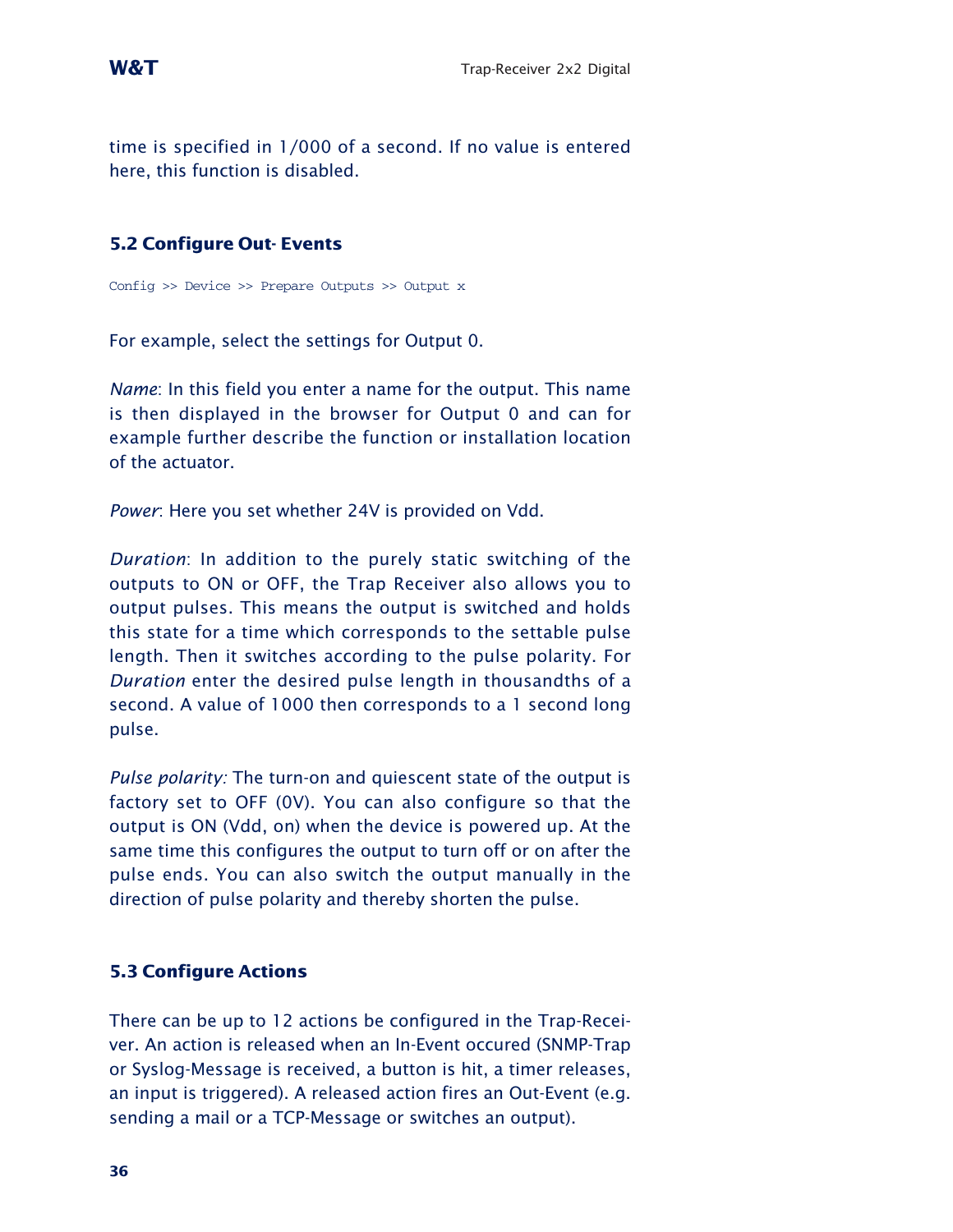time is specified in 1/000 of a second. If no value is entered here, this function is disabled.

## 5.2 Configure Out- Events

```
Config >> Device >> Prepare Outputs >> Output x
```

For example, select the settings for Output 0.

*Name*: In this field you enter a name for the output. This name is then displayed in the browser for Output 0 and can for example further describe the function or installation location of the actuator.

*Power*: Here you set whether 24V is provided on Vdd.

*Duration*: In addition to the purely static switching of the outputs to ON or OFF, the Trap Receiver also allows you to output pulses. This means the output is switched and holds this state for a time which corresponds to the settable pulse length. Then it switches according to the pulse polarity. For *Duration* enter the desired pulse length in thousandths of a second. A value of 1000 then corresponds to a 1 second long pulse.

*Pulse polarity:* The turn-on and quiescent state of the output is factory set to OFF (0V). You can also configure so that the output is ON (Vdd, on) when the device is powered up. At the same time this configures the output to turn off or on after the pulse ends. You can also switch the output manually in the direction of pulse polarity and thereby shorten the pulse.

## 5.3 Configure Actions

There can be up to 12 actions be configured in the Trap-Receiver. An action is released when an In-Event occured (SNMP-Trap or Syslog-Message is received, a button is hit, a timer releases, an input is triggered). A released action fires an Out-Event (e.g. sending a mail or a TCP-Message or switches an output).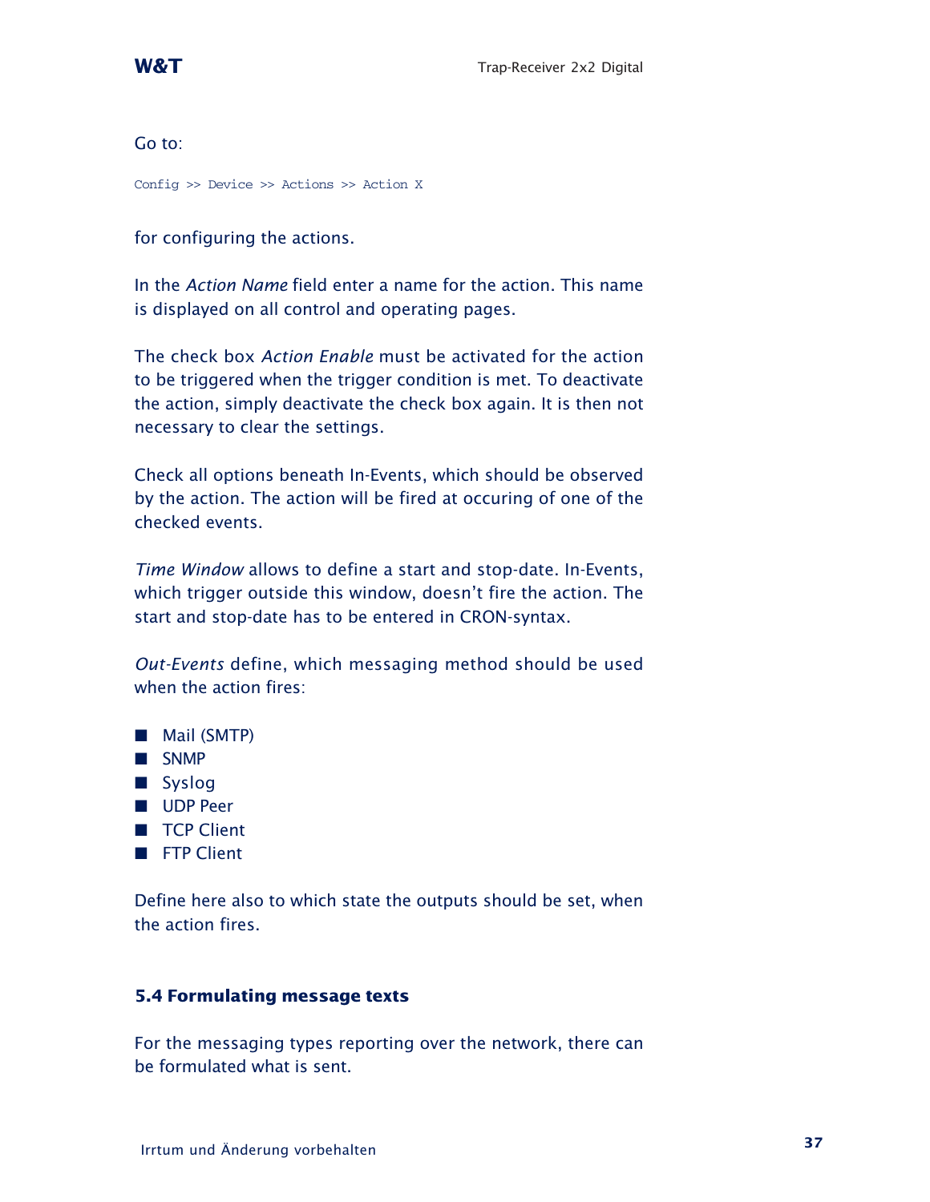Go to:

`Config >> Device >> Actions >> Action X`

for configuring the actions.

In the *Action Name* field enter a name for the action. This name is displayed on all control and operating pages.

The check box *Action Enable* must be activated for the action to be triggered when the trigger condition is met. To deactivate the action, simply deactivate the check box again. It is then not necessary to clear the settings.

Check all options beneath In-Events, which should be observed by the action. The action will be fired at occuring of one of the checked events.

*Time Window* allows to define a start and stop-date. In-Events, which trigger outside this window, doesn't fire the action. The start and stop-date has to be entered in CRON-syntax.

*Out-Events* define, which messaging method should be used when the action fires:

- Mail (SMTP)
- SNMP
- Syslog
- UDP Peer
- TCP Client
- FTP Client

Define here also to which state the outputs should be set, when the action fires.

## 5.4 Formulating message texts

For the messaging types reporting over the network, there can be formulated what is sent.

Irrtum und Änderung vorbehalten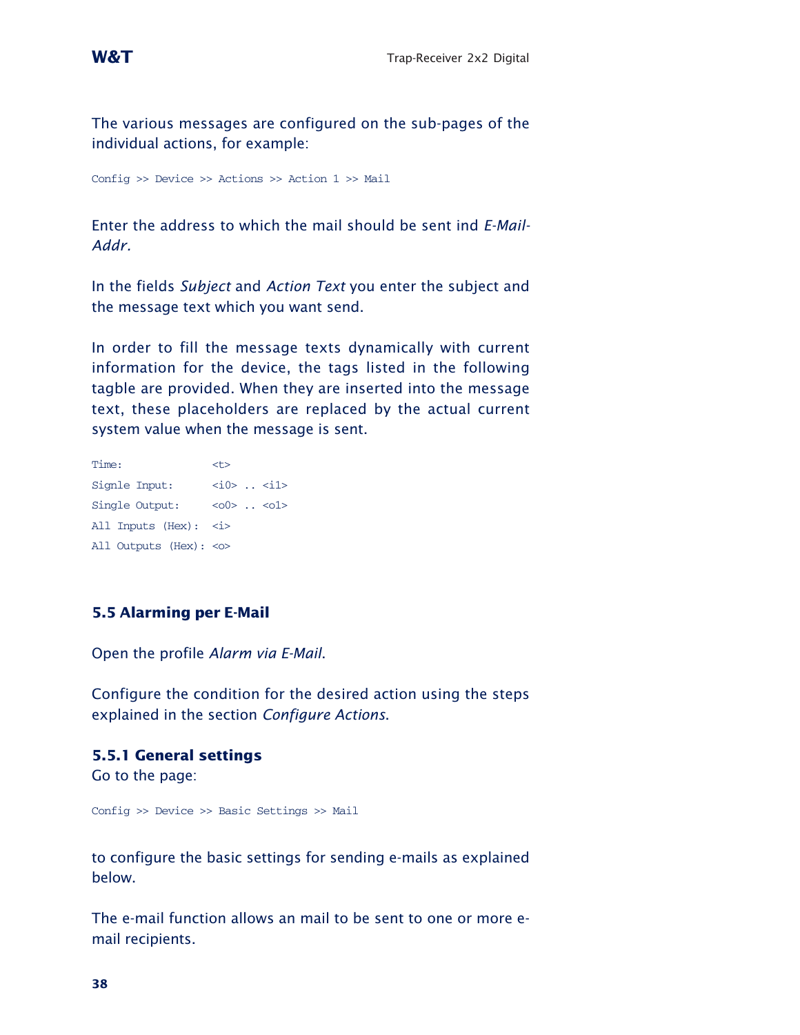The various messages are configured on the sub-pages of the individual actions, for example:

```
Config >> Device >> Actions >> Action 1 >> Mail
```

Enter the address to which the mail should be sent ind *E-Mail-Addr.*

In the fields *Subject* and *Action Text* you enter the subject and the message text which you want send.

In order to fill the message texts dynamically with current information for the device, the tags listed in the following tagble are provided. When they are inserted into the message text, these placeholders are replaced by the actual current system value when the message is sent.

```
Time:              <t>
Signle Input:      <i0> .. <i1>
Single Output:     <o0> .. <o1>
All Inputs (Hex):  <i>
All Outputs (Hex): <o>
```

### 5.5 Alarming per E-Mail

Open the profile *Alarm via E-Mail*.

Configure the condition for the desired action using the steps explained in the section *Configure Actions*.

#### 5.5.1 General settings

Go to the page:

```
Config >> Device >> Basic Settings >> Mail
```

to configure the basic settings for sending e-mails as explained below.

The e-mail function allows an mail to be sent to one or more e-mail recipients.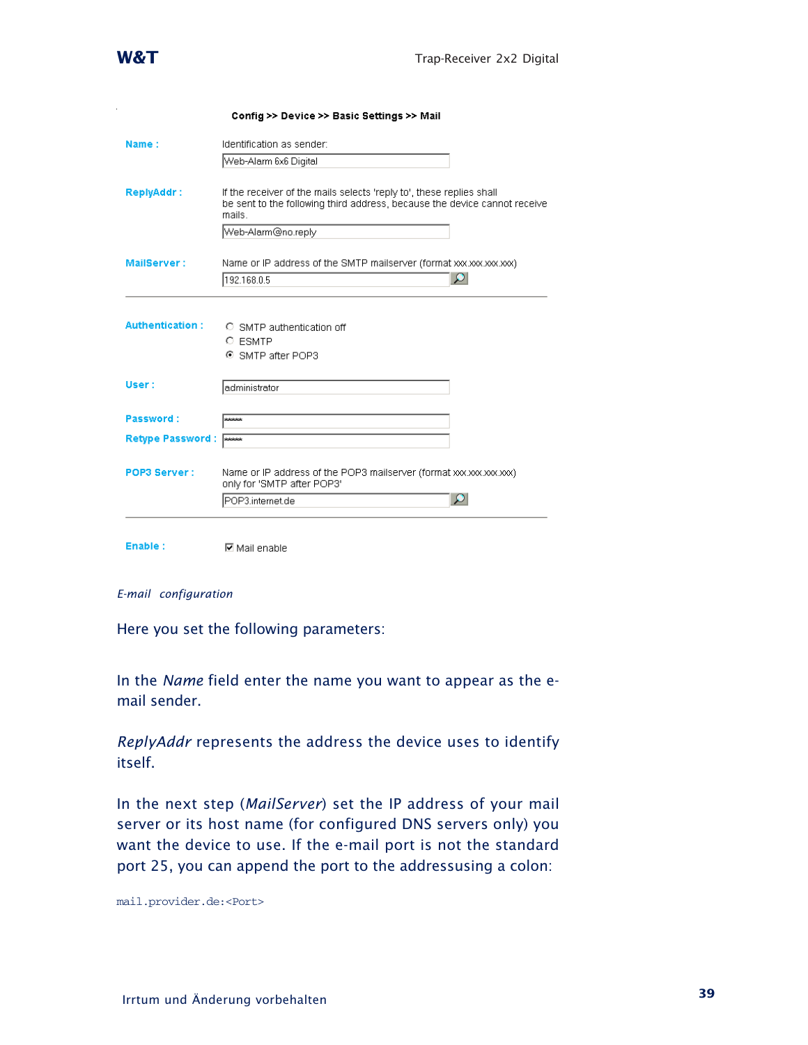**Config >> Device >> Basic Settings >> Mail**

| | |
|---|---|
| **Name :** | Identification as sender: <br> Web-Alarm 6x6 Digital |
| **ReplyAddr :** | If the receiver of the mails selects 'reply to', these replies shall be sent to the following third address, because the device cannot receive mails. <br> Web-Alarm@no.reply |
| **MailServer :** | Name or IP address of the SMTP mailserver (format xxx.xxx.xxx.xxx) <br> 192.168.0.5 |
| **Authentication :** | ○ SMTP authentication off <br> ○ ESMTP <br> ◉ SMTP after POP3 |
| **User :** | administrator |
| **Password :** | ***** |
| **Retype Password :** | ***** |
| **POP3 Server :** | Name or IP address of the POP3 mailserver (format xxx.xxx.xxx.xxx) only for 'SMTP after POP3' <br> POP3.internet.de |
| **Enable :** | ☑ Mail enable |

*E-mail configuration*

Here you set the following parameters:

In the *Name* field enter the name you want to appear as the e-mail sender.

*ReplyAddr* represents the address the device uses to identify itself.

In the next step (*MailServer*) set the IP address of your mail server or its host name (for configured DNS servers only) you want the device to use. If the e-mail port is not the standard port 25, you can append the port to the addressusing a colon:

```
mail.provider.de:<Port>
```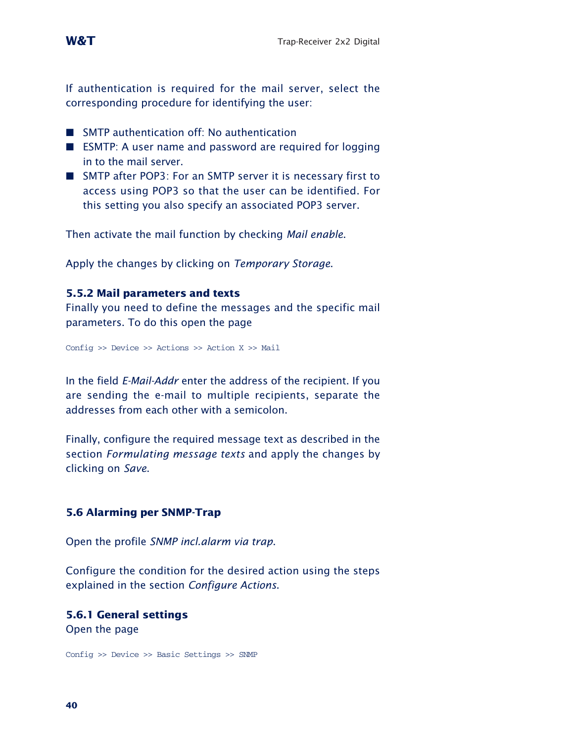If authentication is required for the mail server, select the corresponding procedure for identifying the user:

- SMTP authentication off: No authentication
- ESMTP: A user name and password are required for logging in to the mail server.
- SMTP after POP3: For an SMTP server it is necessary first to access using POP3 so that the user can be identified. For this setting you also specify an associated POP3 server.

Then activate the mail function by checking *Mail enable*.

Apply the changes by clicking on *Temporary Storage*.

### 5.5.2 Mail parameters and texts

Finally you need to define the messages and the specific mail parameters. To do this open the page

```
Config >> Device >> Actions >> Action X >> Mail
```

In the field *E-Mail-Addr* enter the address of the recipient. If you are sending the e-mail to multiple recipients, separate the addresses from each other with a semicolon.

Finally, configure the required message text as described in the section *Formulating message texts* and apply the changes by clicking on *Save*.

## 5.6 Alarming per SNMP-Trap

Open the profile *SNMP incl.alarm via trap*.

Configure the condition for the desired action using the steps explained in the section *Configure Actions*.

### 5.6.1 General settings

Open the page

```
Config >> Device >> Basic Settings >> SNMP
```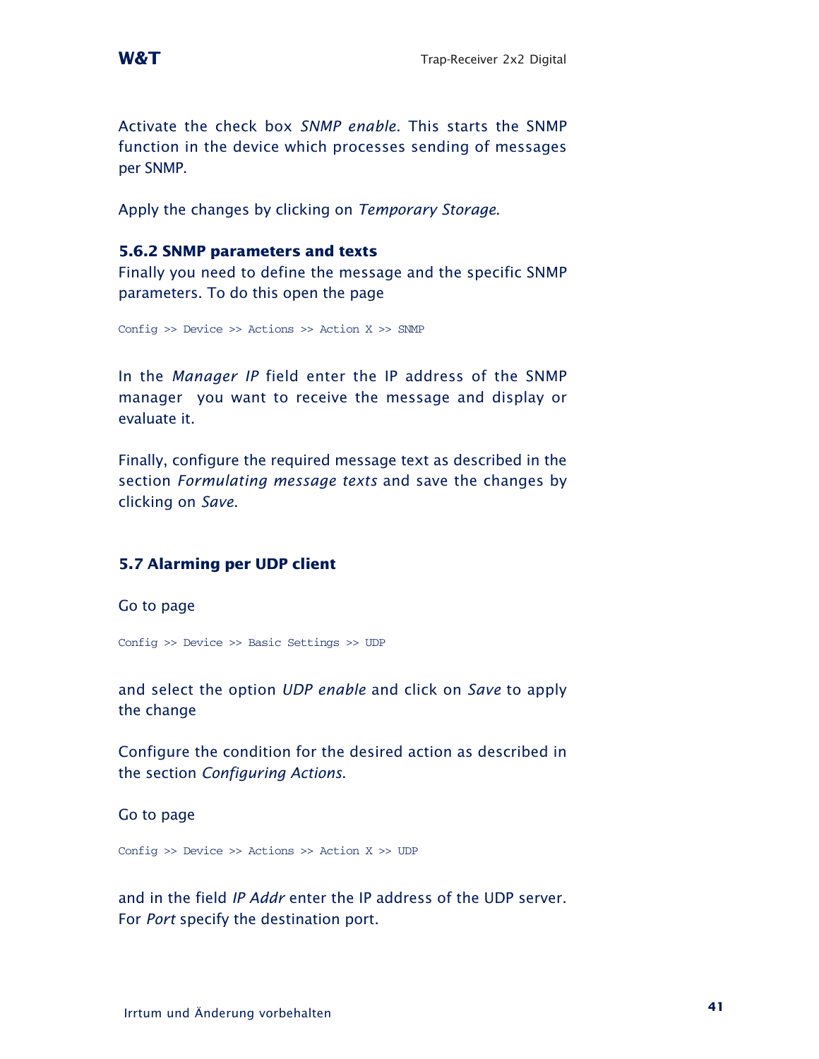Activate the check box *SNMP enable*. This starts the SNMP function in the device which processes sending of messages per SNMP.

Apply the changes by clicking on *Temporary Storage*.

### 5.6.2 SNMP parameters and texts

Finally you need to define the message and the specific SNMP parameters. To do this open the page

```
Config >> Device >> Actions >> Action X >> SNMP
```

In the *Manager IP* field enter the IP address of the SNMP manager you want to receive the message and display or evaluate it.

Finally, configure the required message text as described in the section *Formulating message texts* and save the changes by clicking on *Save*.

## 5.7 Alarming per UDP client

Go to page

```
Config >> Device >> Basic Settings >> UDP
```

and select the option *UDP enable* and click on *Save* to apply the change

Configure the condition for the desired action as described in the section *Configuring Actions*.

Go to page

```
Config >> Device >> Actions >> Action X >> UDP
```

and in the field *IP Addr* enter the IP address of the UDP server. For *Port* specify the destination port.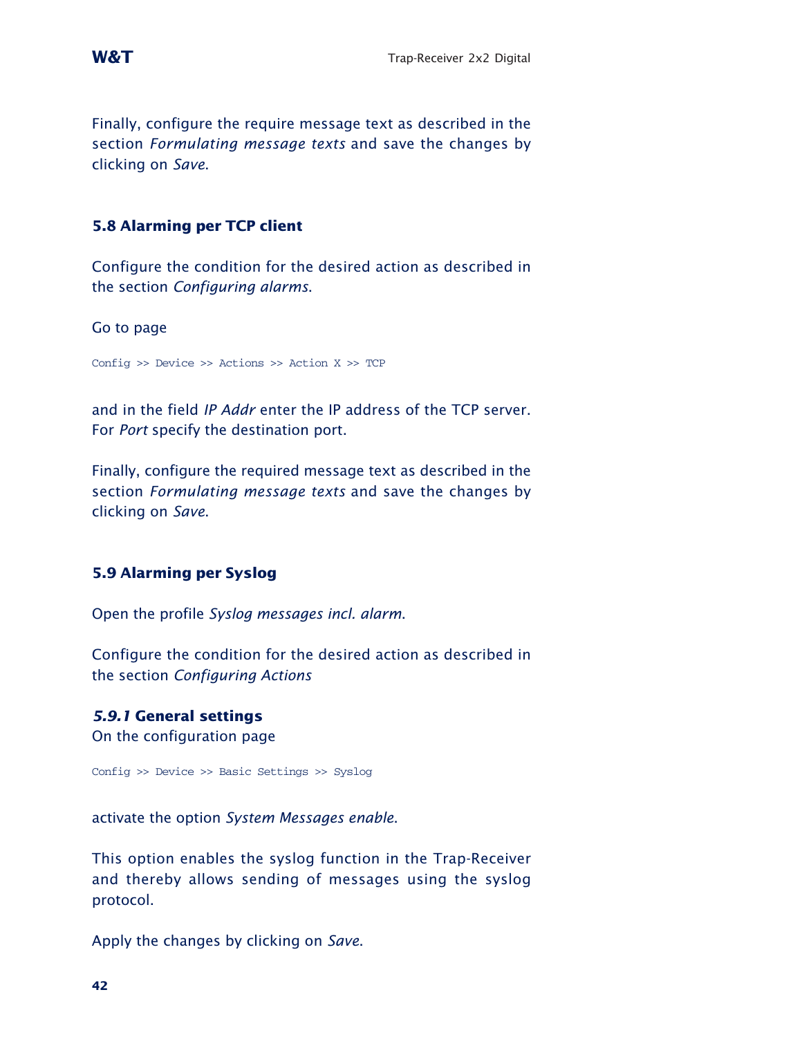Finally, configure the require message text as described in the section *Formulating message texts* and save the changes by clicking on *Save*.

## 5.8 Alarming per TCP client

Configure the condition for the desired action as described in the section *Configuring alarms*.

Go to page

```
Config >> Device >> Actions >> Action X >> TCP
```

and in the field *IP Addr* enter the IP address of the TCP server. For *Port* specify the destination port.

Finally, configure the required message text as described in the section *Formulating message texts* and save the changes by clicking on *Save*.

## 5.9 Alarming per Syslog

Open the profile *Syslog messages incl. alarm*.

Configure the condition for the desired action as described in the section *Configuring Actions*

### *5.9.1* General settings

On the configuration page

```
Config >> Device >> Basic Settings >> Syslog
```

activate the option *System Messages enable*.

This option enables the syslog function in the Trap-Receiver and thereby allows sending of messages using the syslog protocol.

Apply the changes by clicking on *Save*.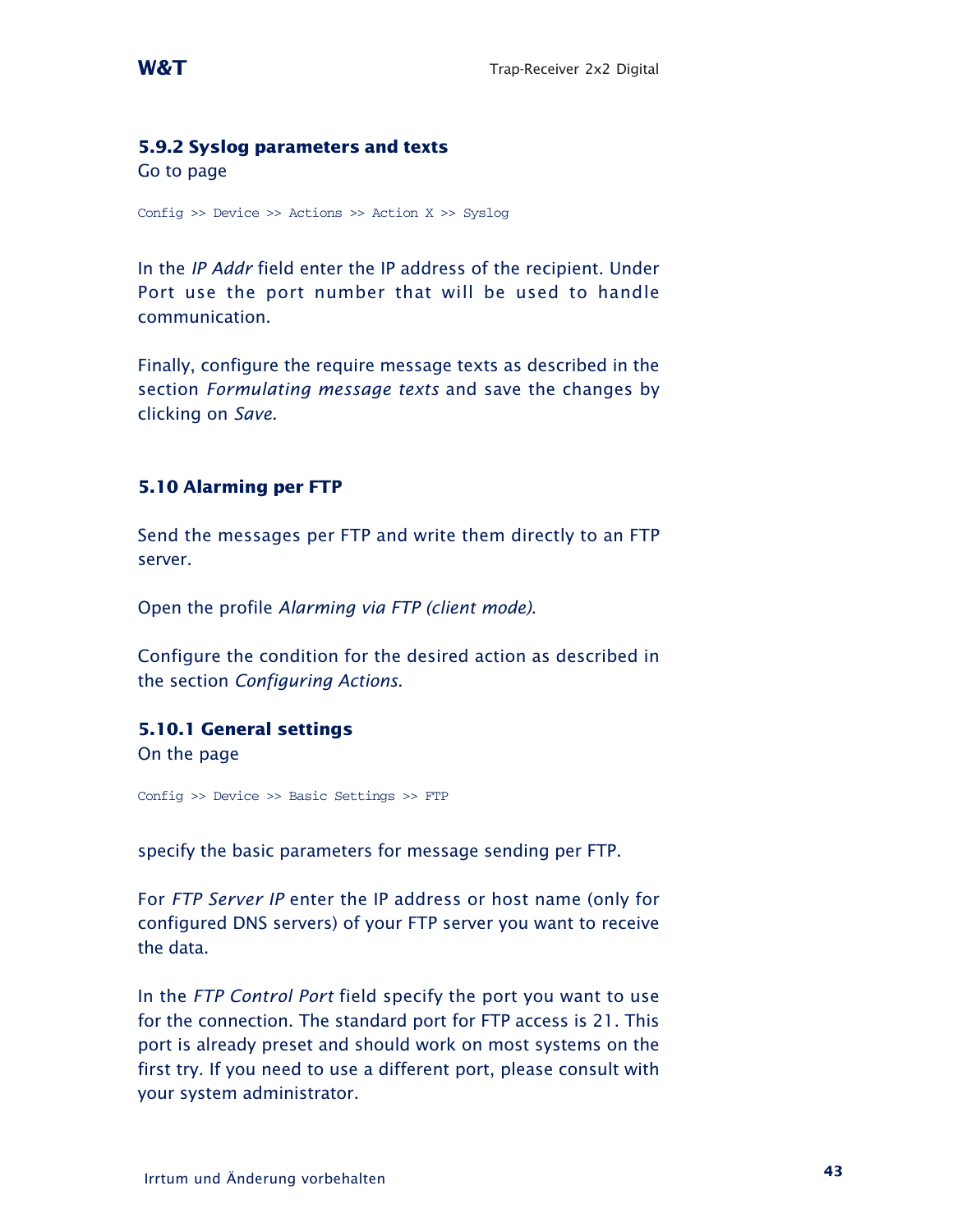### 5.9.2 Syslog parameters and texts

Go to page

```
Config >> Device >> Actions >> Action X >> Syslog
```

In the *IP Addr* field enter the IP address of the recipient. Under Port use the port number that will be used to handle communication.

Finally, configure the require message texts as described in the section *Formulating message texts* and save the changes by clicking on *Save*.

## 5.10 Alarming per FTP

Send the messages per FTP and write them directly to an FTP server.

Open the profile *Alarming via FTP (client mode)*.

Configure the condition for the desired action as described in the section *Configuring Actions*.

### 5.10.1 General settings

On the page

```
Config >> Device >> Basic Settings >> FTP
```

specify the basic parameters for message sending per FTP.

For *FTP Server IP* enter the IP address or host name (only for configured DNS servers) of your FTP server you want to receive the data.

In the *FTP Control Port* field specify the port you want to use for the connection. The standard port for FTP access is 21. This port is already preset and should work on most systems on the first try. If you need to use a different port, please consult with your system administrator.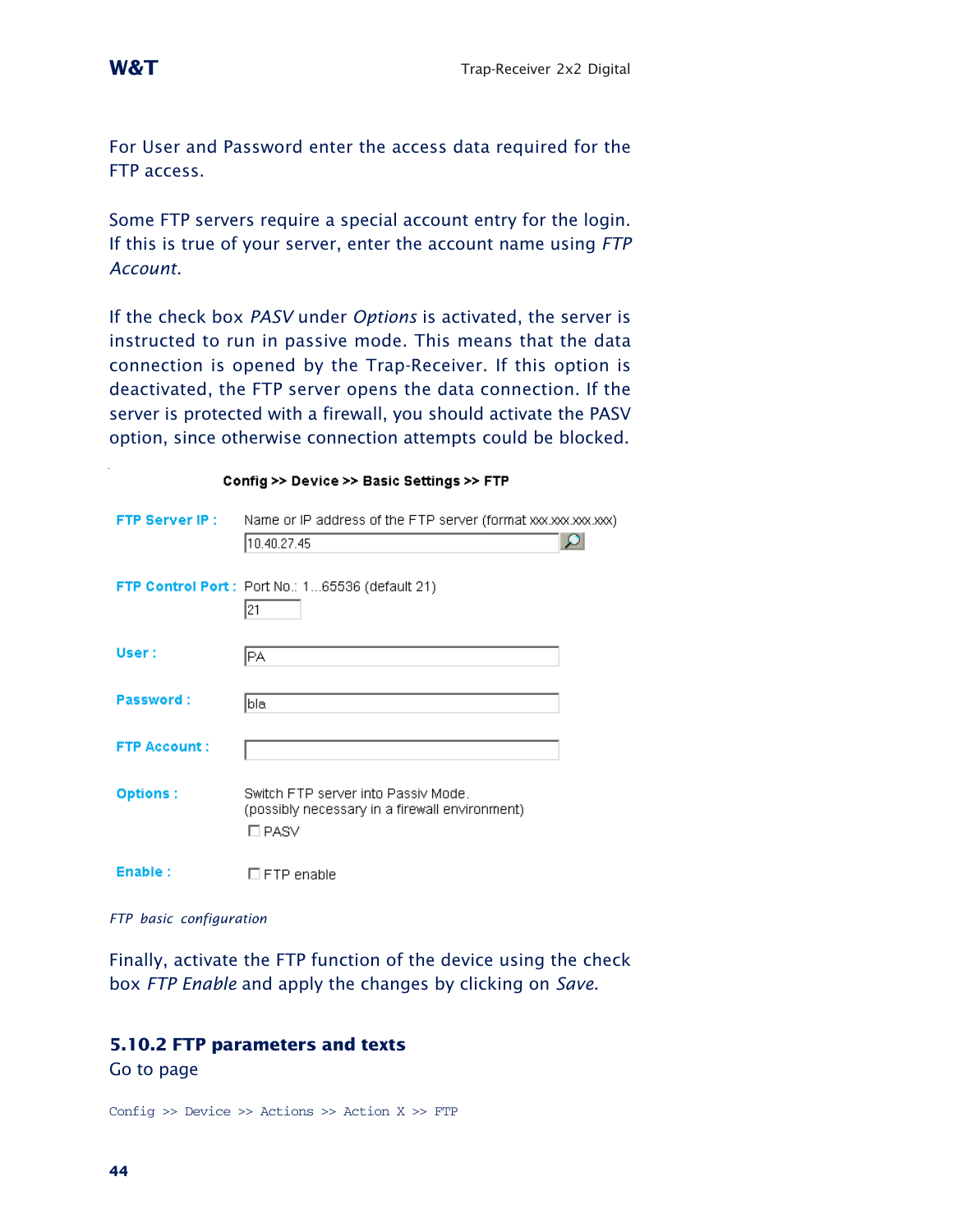For User and Password enter the access data required for the FTP access.

Some FTP servers require a special account entry for the login. If this is true of your server, enter the account name using *FTP Account*.

If the check box *PASV* under *Options* is activated, the server is instructed to run in passive mode. This means that the data connection is opened by the Trap-Receiver. If this option is deactivated, the FTP server opens the data connection. If the server is protected with a firewall, you should activate the PASV option, since otherwise connection attempts could be blocked.

**Config >> Device >> Basic Settings >> FTP**

| | |
|---|---|
| **FTP Server IP :** | Name or IP address of the FTP server (format xxx.xxx.xxx.xxx)<br>10.40.27.45 |
| **FTP Control Port :** | Port No.: 1...65536 (default 21)<br>21 |
| **User :** | PA |
| **Password :** | bla |
| **FTP Account :** | |
| **Options :** | Switch FTP server into Passiv Mode.<br>(possibly necessary in a firewall environment)<br>☐ PASV |
| **Enable :** | ☐ FTP enable |

*FTP basic configuration*

Finally, activate the FTP function of the device using the check box *FTP Enable* and apply the changes by clicking on *Save*.

### 5.10.2 FTP parameters and texts

Go to page

Config >> Device >> Actions >> Action X >> FTP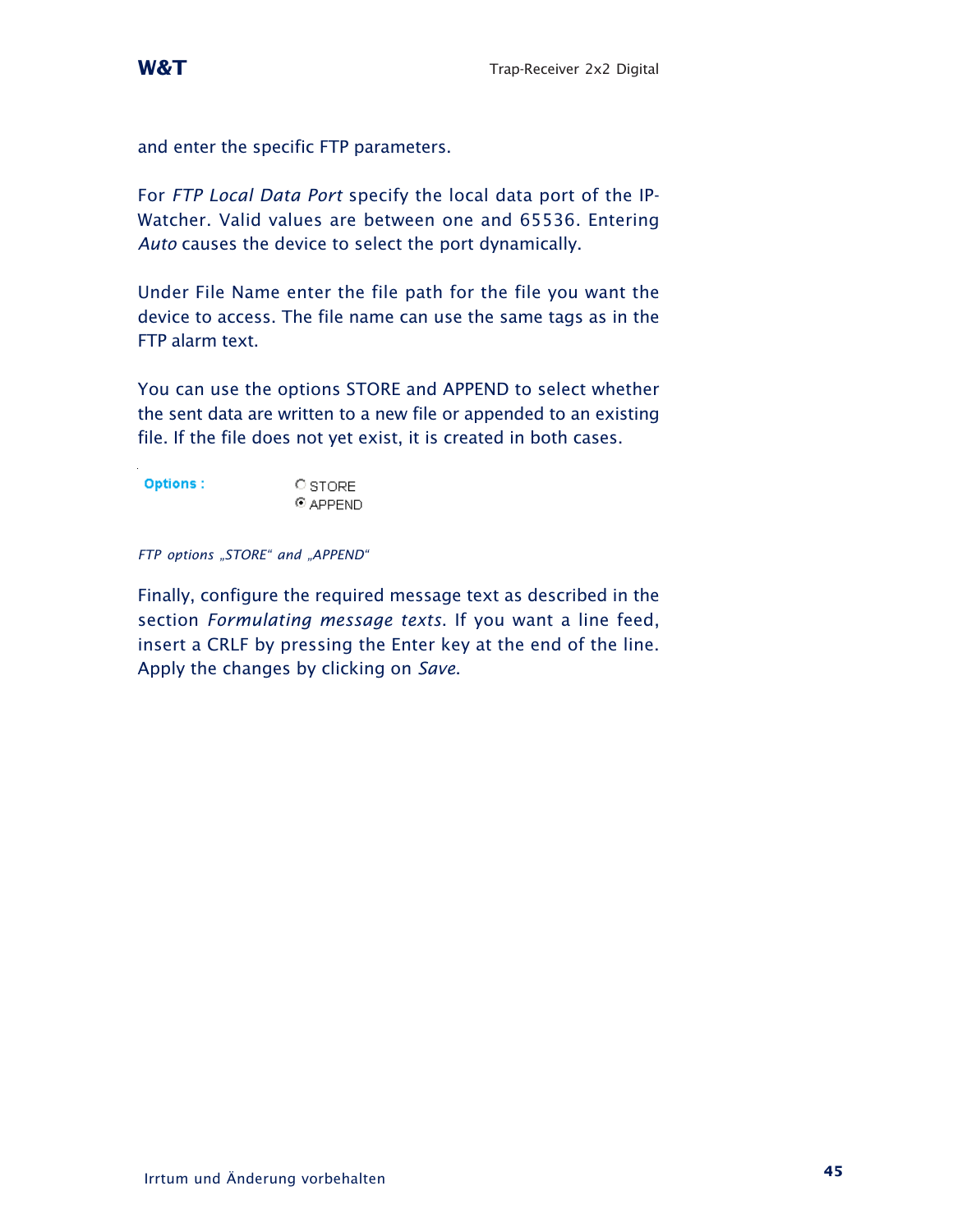and enter the specific FTP parameters.

For *FTP Local Data Port* specify the local data port of the IP-Watcher. Valid values are between one and 65536. Entering *Auto* causes the device to select the port dynamically.

Under File Name enter the file path for the file you want the device to access. The file name can use the same tags as in the FTP alarm text.

You can use the options STORE and APPEND to select whether the sent data are written to a new file or appended to an existing file. If the file does not yet exist, it is created in both cases.

Options :

- ○ STORE
- ◉ APPEND

*FTP options „STORE“ and „APPEND“*

Finally, configure the required message text as described in the section *Formulating message texts*. If you want a line feed, insert a CRLF by pressing the Enter key at the end of the line. Apply the changes by clicking on *Save*.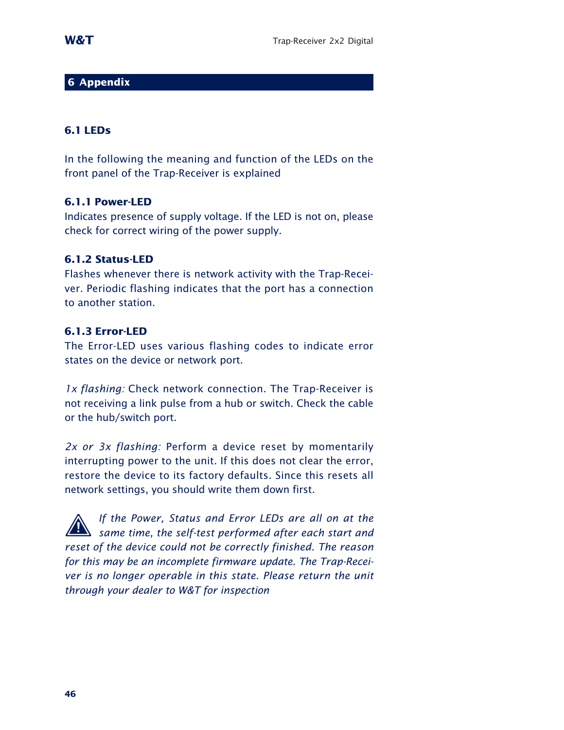# 6 Appendix

## 6.1 LEDs

In the following the meaning and function of the LEDs on the front panel of the Trap-Receiver is explained

### 6.1.1 Power-LED

Indicates presence of supply voltage. If the LED is not on, please check for correct wiring of the power supply.

### 6.1.2 Status-LED

Flashes whenever there is network activity with the Trap-Receiver. Periodic flashing indicates that the port has a connection to another station.

### 6.1.3 Error-LED

The Error-LED uses various flashing codes to indicate error states on the device or network port.

*1x flashing:* Check network connection. The Trap-Receiver is not receiving a link pulse from a hub or switch. Check the cable or the hub/switch port.

*2x or 3x flashing:* Perform a device reset by momentarily interrupting power to the unit. If this does not clear the error, restore the device to its factory defaults. Since this resets all network settings, you should write them down first.

*If the Power, Status and Error LEDs are all on at the same time, the self-test performed after each start and reset of the device could not be correctly finished. The reason for this may be an incomplete firmware update. The Trap-Receiver is no longer operable in this state. Please return the unit through your dealer to W&T for inspection*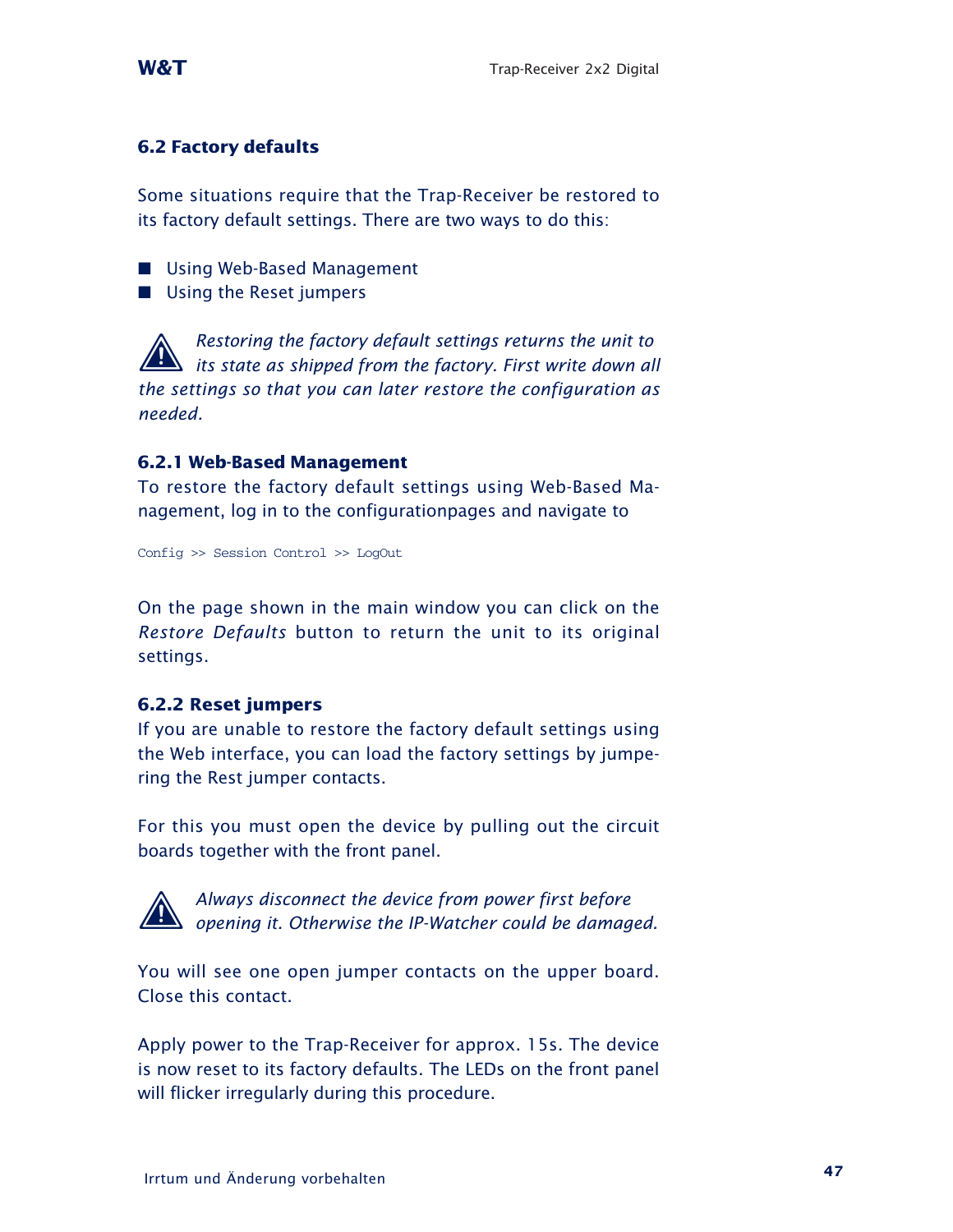## 6.2 Factory defaults

Some situations require that the Trap-Receiver be restored to its factory default settings. There are two ways to do this:

- Using Web-Based Management
- Using the Reset jumpers

⚠ *Restoring the factory default settings returns the unit to its state as shipped from the factory. First write down all the settings so that you can later restore the configuration as needed.*

### 6.2.1 Web-Based Management

To restore the factory default settings using Web-Based Management, log in to the configurationpages and navigate to

```
Config >> Session Control >> LogOut
```

On the page shown in the main window you can click on the *Restore Defaults* button to return the unit to its original settings.

### 6.2.2 Reset jumpers

If you are unable to restore the factory default settings using the Web interface, you can load the factory settings by jumpering the Rest jumper contacts.

For this you must open the device by pulling out the circuit boards together with the front panel.

⚠ *Always disconnect the device from power first before opening it. Otherwise the IP-Watcher could be damaged.*

You will see one open jumper contacts on the upper board. Close this contact.

Apply power to the Trap-Receiver for approx. 15s. The device is now reset to its factory defaults. The LEDs on the front panel will flicker irregularly during this procedure.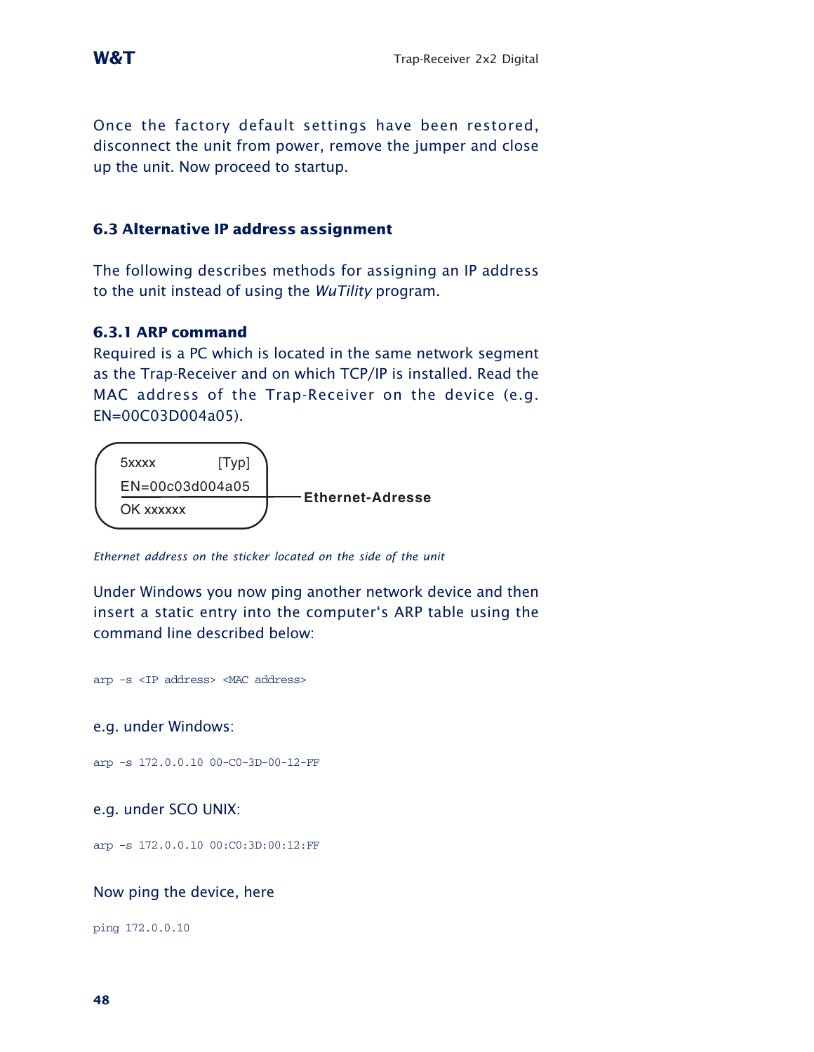Once the factory default settings have been restored, disconnect the unit from power, remove the jumper and close up the unit. Now proceed to startup.

## 6.3 Alternative IP address assignment

The following describes methods for assigning an IP address to the unit instead of using the *WuTility* program.

### 6.3.1 ARP command

Required is a PC which is located in the same network segment as the Trap-Receiver and on which TCP/IP is installed. Read the MAC address of the Trap-Receiver on the device (e.g. EN=00C03D004a05).

```
5xxxx            [Typ]
EN=00c03d004a05  ——— Ethernet-Adresse
OK xxxxxx
```

*Ethernet address on the sticker located on the side of the unit*

Under Windows you now ping another network device and then insert a static entry into the computer‘s ARP table using the command line described below:

```
arp -s <IP address> <MAC address>
```

e.g. under Windows:

```
arp -s 172.0.0.10 00-C0-3D-00-12-FF
```

e.g. under SCO UNIX:

```
arp -s 172.0.0.10 00:C0:3D:00:12:FF
```

Now ping the device, here

```
ping 172.0.0.10
```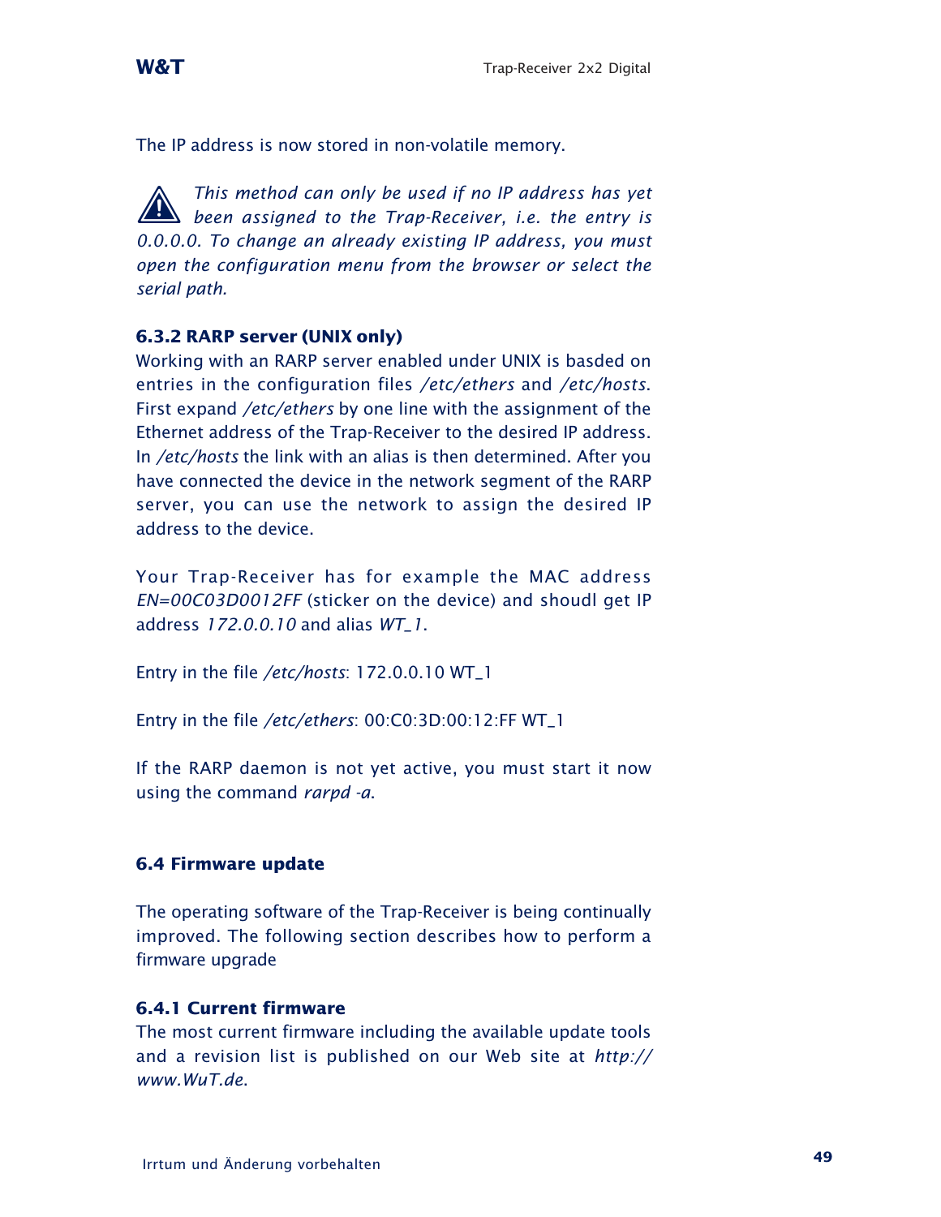The IP address is now stored in non-volatile memory.

⚠ *This method can only be used if no IP address has yet been assigned to the Trap-Receiver, i.e. the entry is 0.0.0.0. To change an already existing IP address, you must open the configuration menu from the browser or select the serial path.*

#### 6.3.2 RARP server (UNIX only)

Working with an RARP server enabled under UNIX is basded on entries in the configuration files */etc/ethers* and */etc/hosts*. First expand */etc/ethers* by one line with the assignment of the Ethernet address of the Trap-Receiver to the desired IP address. In */etc/hosts* the link with an alias is then determined. After you have connected the device in the network segment of the RARP server, you can use the network to assign the desired IP address to the device.

Your Trap-Receiver has for example the MAC address *EN=00C03D0012FF* (sticker on the device) and shoudl get IP address *172.0.0.10* and alias *WT_1*.

Entry in the file */etc/hosts*: 172.0.0.10 WT_1

Entry in the file */etc/ethers*: 00:C0:3D:00:12:FF WT_1

If the RARP daemon is not yet active, you must start it now using the command *rarpd -a*.

### 6.4 Firmware update

The operating software of the Trap-Receiver is being continually improved. The following section describes how to perform a firmware upgrade

#### 6.4.1 Current firmware

The most current firmware including the available update tools and a revision list is published on our Web site at *http://www.WuT.de*.

Irrtum und Änderung vorbehalten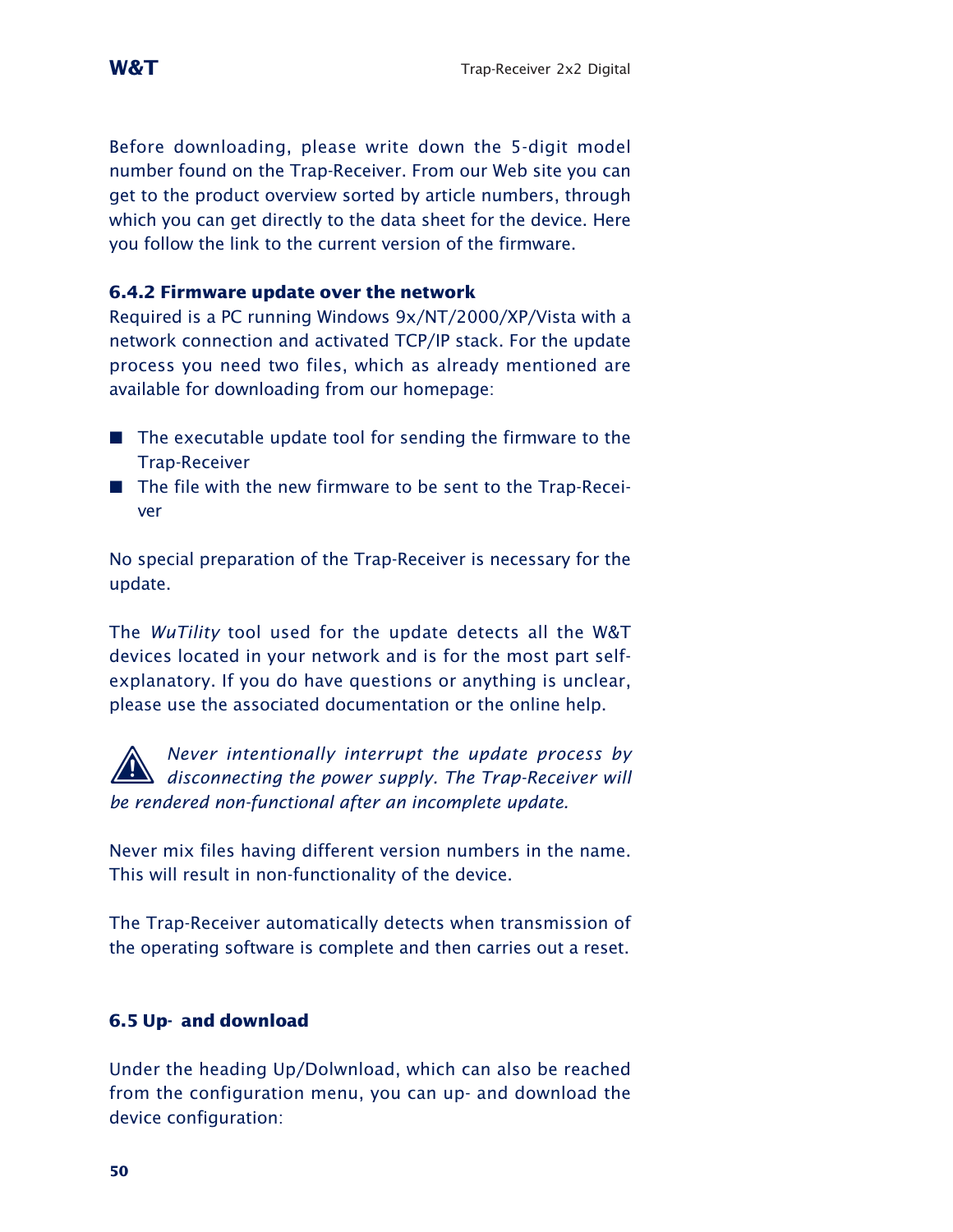Before downloading, please write down the 5-digit model number found on the Trap-Receiver. From our Web site you can get to the product overview sorted by article numbers, through which you can get directly to the data sheet for the device. Here you follow the link to the current version of the firmware.

### 6.4.2 Firmware update over the network

Required is a PC running Windows 9x/NT/2000/XP/Vista with a network connection and activated TCP/IP stack. For the update process you need two files, which as already mentioned are available for downloading from our homepage:

- The executable update tool for sending the firmware to the Trap-Receiver
- The file with the new firmware to be sent to the Trap-Receiver

No special preparation of the Trap-Receiver is necessary for the update.

The *WuTility* tool used for the update detects all the W&T devices located in your network and is for the most part self-explanatory. If you do have questions or anything is unclear, please use the associated documentation or the online help.

*Never intentionally interrupt the update process by disconnecting the power supply. The Trap-Receiver will be rendered non-functional after an incomplete update.*

Never mix files having different version numbers in the name. This will result in non-functionality of the device.

The Trap-Receiver automatically detects when transmission of the operating software is complete and then carries out a reset.

## 6.5 Up- and download

Under the heading Up/Dolwnload, which can also be reached from the configuration menu, you can up- and download the device configuration: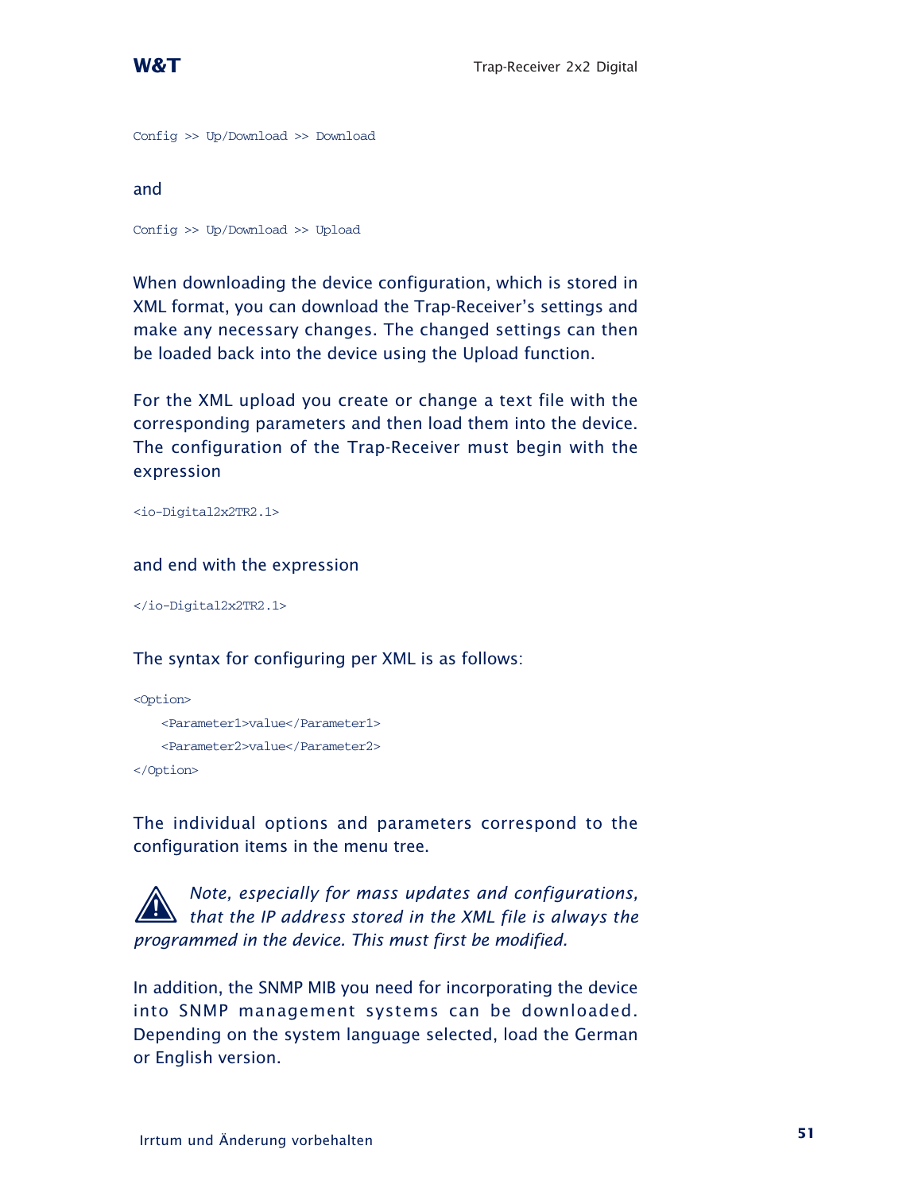```
Config >> Up/Download >> Download
```

and

```
Config >> Up/Download >> Upload
```

When downloading the device configuration, which is stored in XML format, you can download the Trap-Receiver's settings and make any necessary changes. The changed settings can then be loaded back into the device using the Upload function.

For the XML upload you create or change a text file with the corresponding parameters and then load them into the device. The configuration of the Trap-Receiver must begin with the expression

```
<io-Digital2x2TR2.1>
```

and end with the expression

```
</io-Digital2x2TR2.1>
```

The syntax for configuring per XML is as follows:

```
<Option>
    <Parameter1>value</Parameter1>
    <Parameter2>value</Parameter2>
</Option>
```

The individual options and parameters correspond to the configuration items in the menu tree.

*Note, especially for mass updates and configurations, that the IP address stored in the XML file is always the programmed in the device. This must first be modified.*

In addition, the SNMP MIB you need for incorporating the device into SNMP management systems can be downloaded. Depending on the system language selected, load the German or English version.